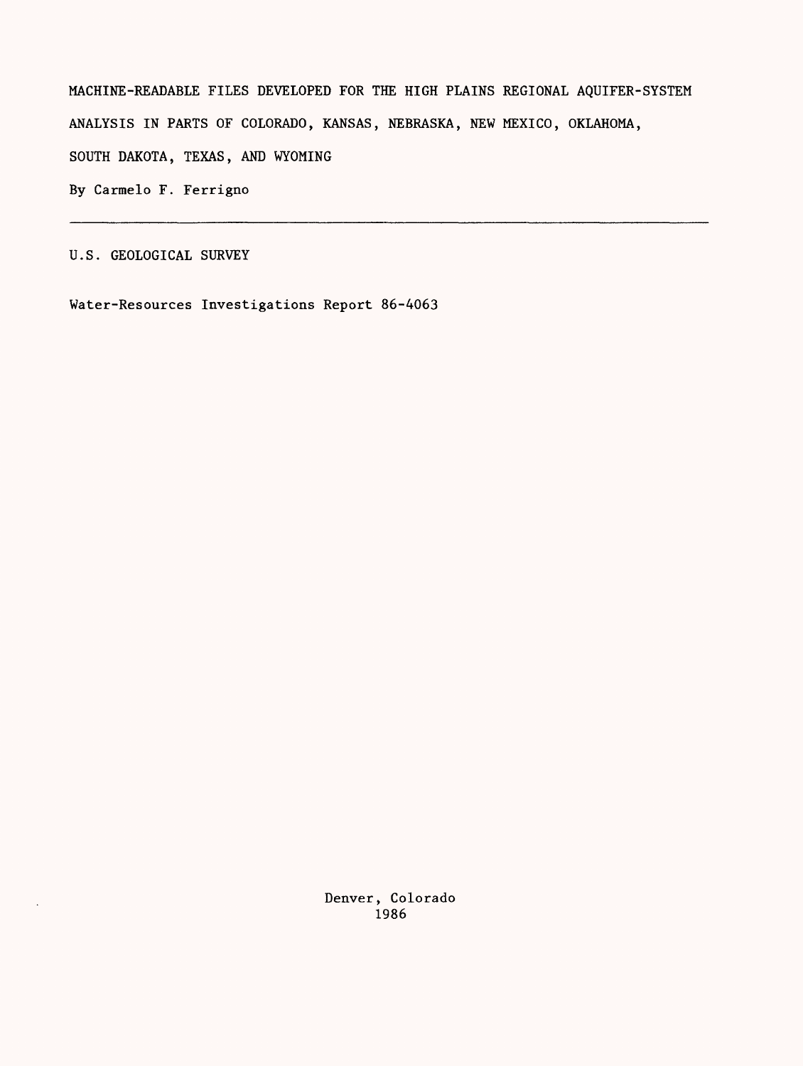# MACHINE-READABLE FILES DEVELOPED FOR THE HIGH PLAINS REGIONAL AQUIFER-SYSTEM ANALYSIS IN PARTS OF COLORADO, KANSAS, NEBRASKA, NEW MEXICO, OKLAHOMA, SOUTH DAKOTA, TEXAS, AND WYOMING

By Carmelo F. Ferrigno

---

U.S. GEOLOGICAL SURVEY

Water-Resources Investigations Report 86-4063

Denver, Colorado
1986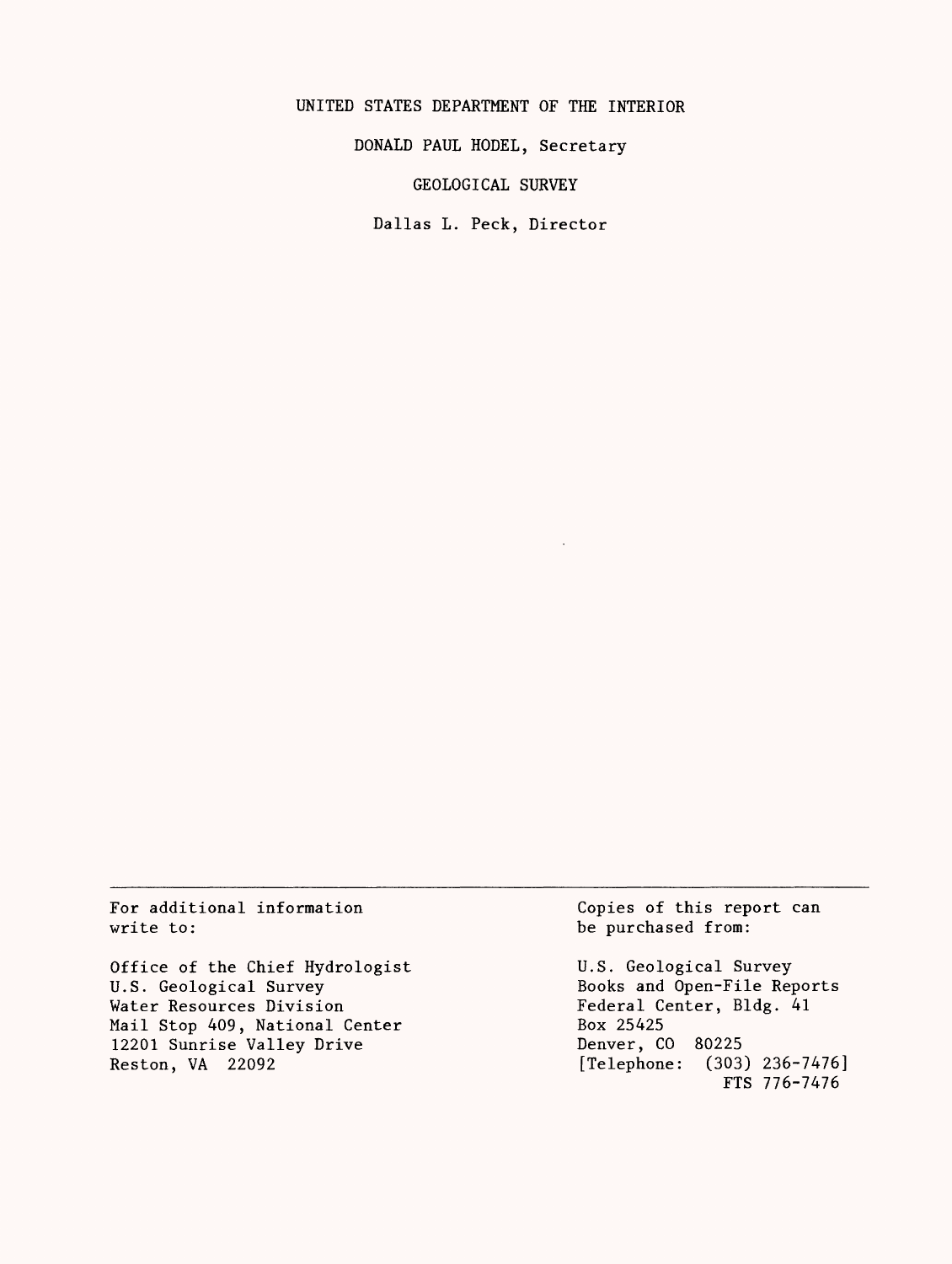UNITED STATES DEPARTMENT OF THE INTERIOR

DONALD PAUL HODEL, Secretary

GEOLOGICAL SURVEY

Dallas L. Peck, Director

---

For additional information write to:

Office of the Chief Hydrologist
U.S. Geological Survey
Water Resources Division
Mail Stop 409, National Center
12201 Sunrise Valley Drive
Reston, VA 22092

Copies of this report can be purchased from:

U.S. Geological Survey
Books and Open-File Reports
Federal Center, Bldg. 41
Box 25425
Denver, CO 80225
[Telephone: (303) 236-7476]
FTS 776-7476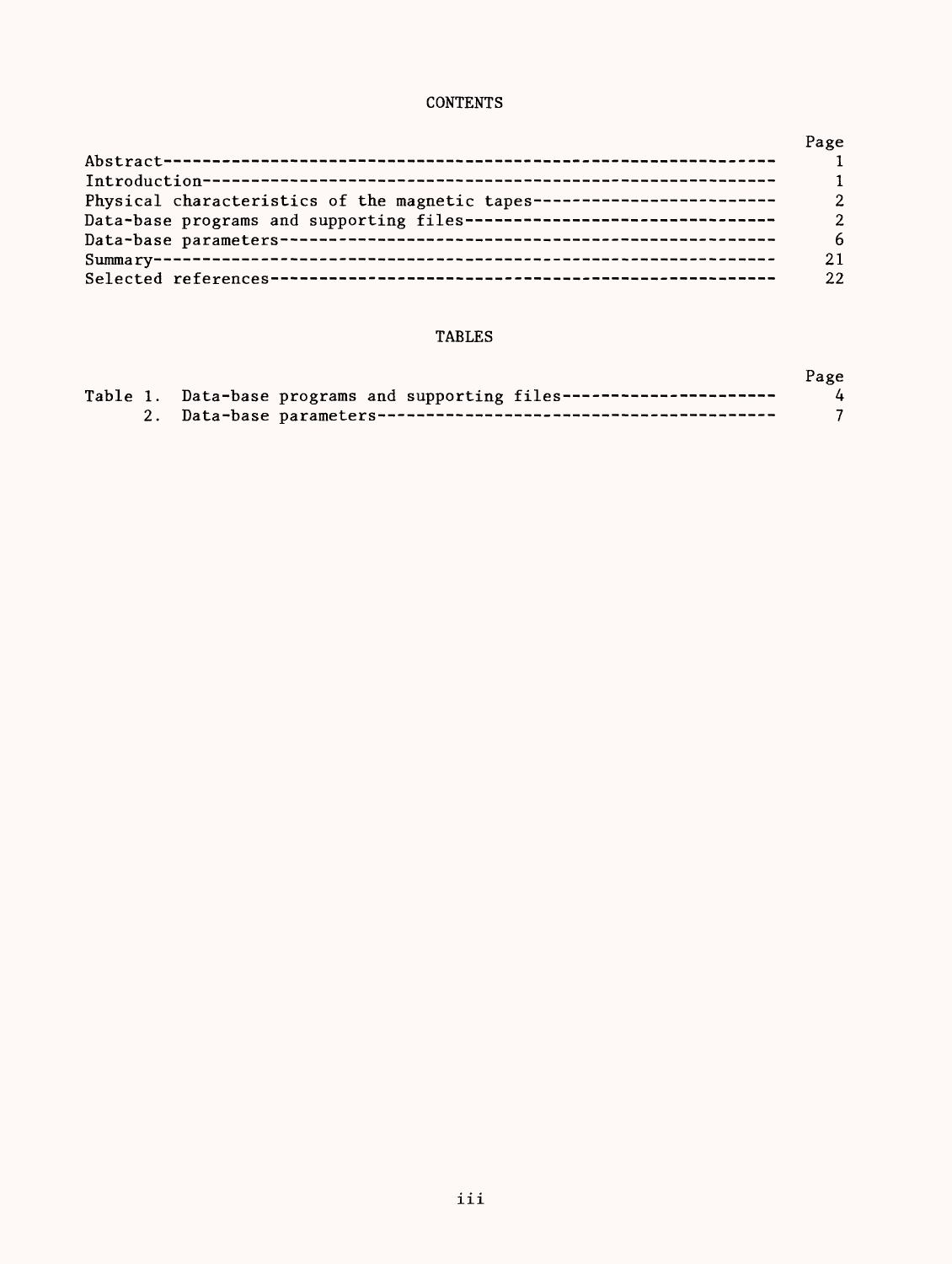## CONTENTS

| | Page |
|---|---|
| Abstract | 1 |
| Introduction | 1 |
| Physical characteristics of the magnetic tapes | 2 |
| Data-base programs and supporting files | 2 |
| Data-base parameters | 6 |
| Summary | 21 |
| Selected references | 22 |

## TABLES

| | Page |
|---|---|
| Table 1. Data-base programs and supporting files | 4 |
| 2. Data-base parameters | 7 |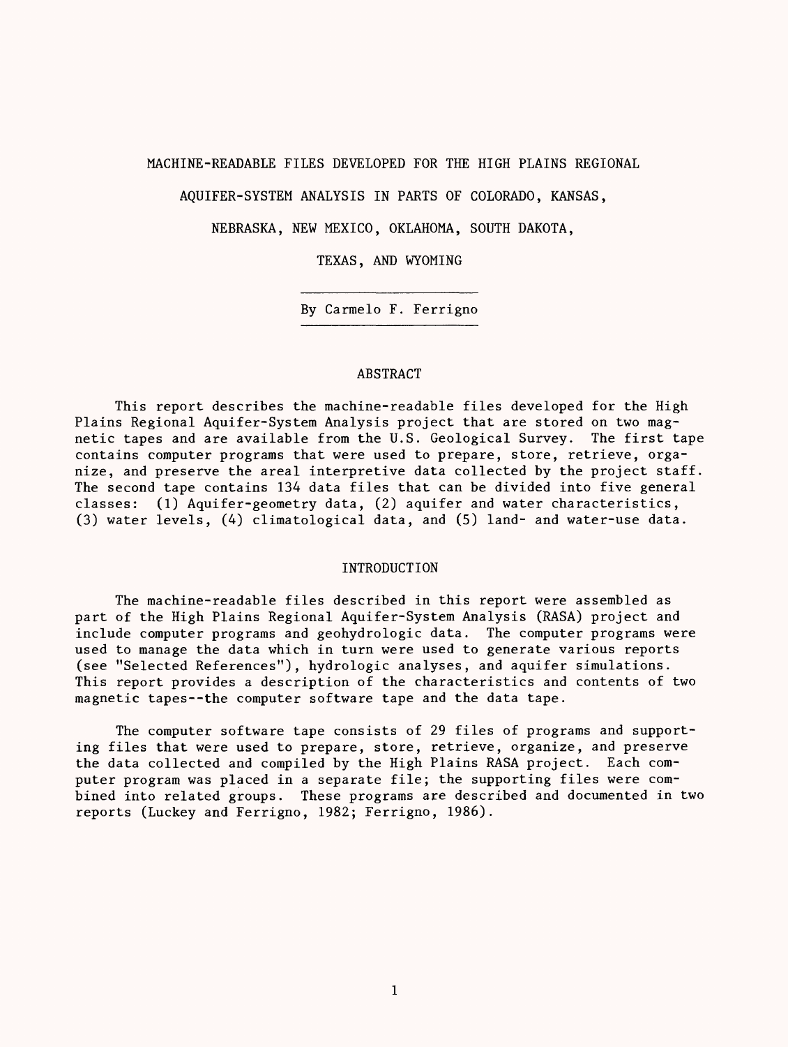# MACHINE-READABLE FILES DEVELOPED FOR THE HIGH PLAINS REGIONAL AQUIFER-SYSTEM ANALYSIS IN PARTS OF COLORADO, KANSAS, NEBRASKA, NEW MEXICO, OKLAHOMA, SOUTH DAKOTA, TEXAS, AND WYOMING

By Carmelo F. Ferrigno

## ABSTRACT

This report describes the machine-readable files developed for the High Plains Regional Aquifer-System Analysis project that are stored on two magnetic tapes and are available from the U.S. Geological Survey. The first tape contains computer programs that were used to prepare, store, retrieve, organize, and preserve the areal interpretive data collected by the project staff. The second tape contains 134 data files that can be divided into five general classes: (1) Aquifer-geometry data, (2) aquifer and water characteristics, (3) water levels, (4) climatological data, and (5) land- and water-use data.

## INTRODUCTION

The machine-readable files described in this report were assembled as part of the High Plains Regional Aquifer-System Analysis (RASA) project and include computer programs and geohydrologic data. The computer programs were used to manage the data which in turn were used to generate various reports (see "Selected References"), hydrologic analyses, and aquifer simulations. This report provides a description of the characteristics and contents of two magnetic tapes--the computer software tape and the data tape.

The computer software tape consists of 29 files of programs and supporting files that were used to prepare, store, retrieve, organize, and preserve the data collected and compiled by the High Plains RASA project. Each computer program was placed in a separate file; the supporting files were combined into related groups. These programs are described and documented in two reports (Luckey and Ferrigno, 1982; Ferrigno, 1986).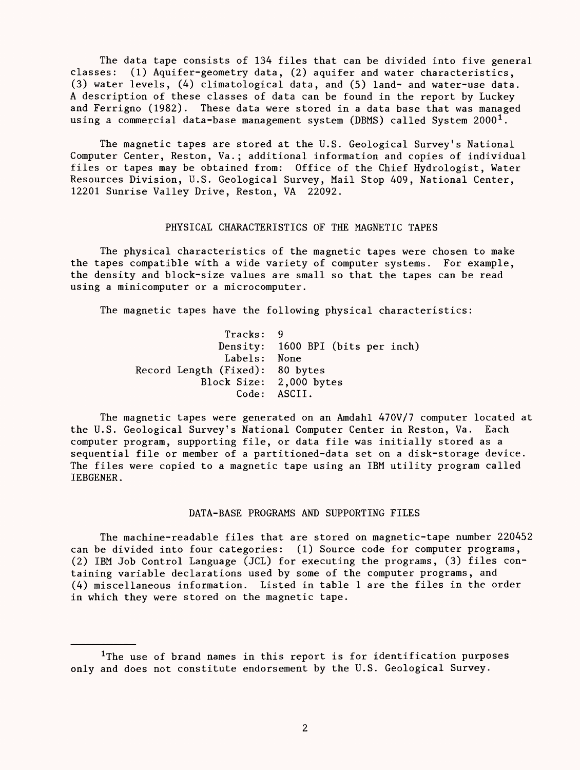The data tape consists of 134 files that can be divided into five general classes: (1) Aquifer-geometry data, (2) aquifer and water characteristics, (3) water levels, (4) climatological data, and (5) land- and water-use data. A description of these classes of data can be found in the report by Luckey and Ferrigno (1982). These data were stored in a data base that was managed using a commercial data-base management system (DBMS) called System 2000[1].

The magnetic tapes are stored at the U.S. Geological Survey's National Computer Center, Reston, Va.; additional information and copies of individual files or tapes may be obtained from: Office of the Chief Hydrologist, Water Resources Division, U.S. Geological Survey, Mail Stop 409, National Center, 12201 Sunrise Valley Drive, Reston, VA 22092.

## PHYSICAL CHARACTERISTICS OF THE MAGNETIC TAPES

The physical characteristics of the magnetic tapes were chosen to make the tapes compatible with a wide variety of computer systems. For example, the density and block-size values are small so that the tapes can be read using a minicomputer or a microcomputer.

The magnetic tapes have the following physical characteristics:

| | |
|---|---|
| Tracks: | 9 |
| Density: | 1600 BPI (bits per inch) |
| Labels: | None |
| Record Length (Fixed): | 80 bytes |
| Block Size: | 2,000 bytes |
| Code: | ASCII. |

The magnetic tapes were generated on an Amdahl 470V/7 computer located at the U.S. Geological Survey's National Computer Center in Reston, Va. Each computer program, supporting file, or data file was initially stored as a sequential file or member of a partitioned-data set on a disk-storage device. The files were copied to a magnetic tape using an IBM utility program called IEBGENER.

## DATA-BASE PROGRAMS AND SUPPORTING FILES

The machine-readable files that are stored on magnetic-tape number 220452 can be divided into four categories: (1) Source code for computer programs, (2) IBM Job Control Language (JCL) for executing the programs, (3) files containing variable declarations used by some of the computer programs, and (4) miscellaneous information. Listed in table 1 are the files in the order in which they were stored on the magnetic tape.

---

[1]The use of brand names in this report is for identification purposes only and does not constitute endorsement by the U.S. Geological Survey.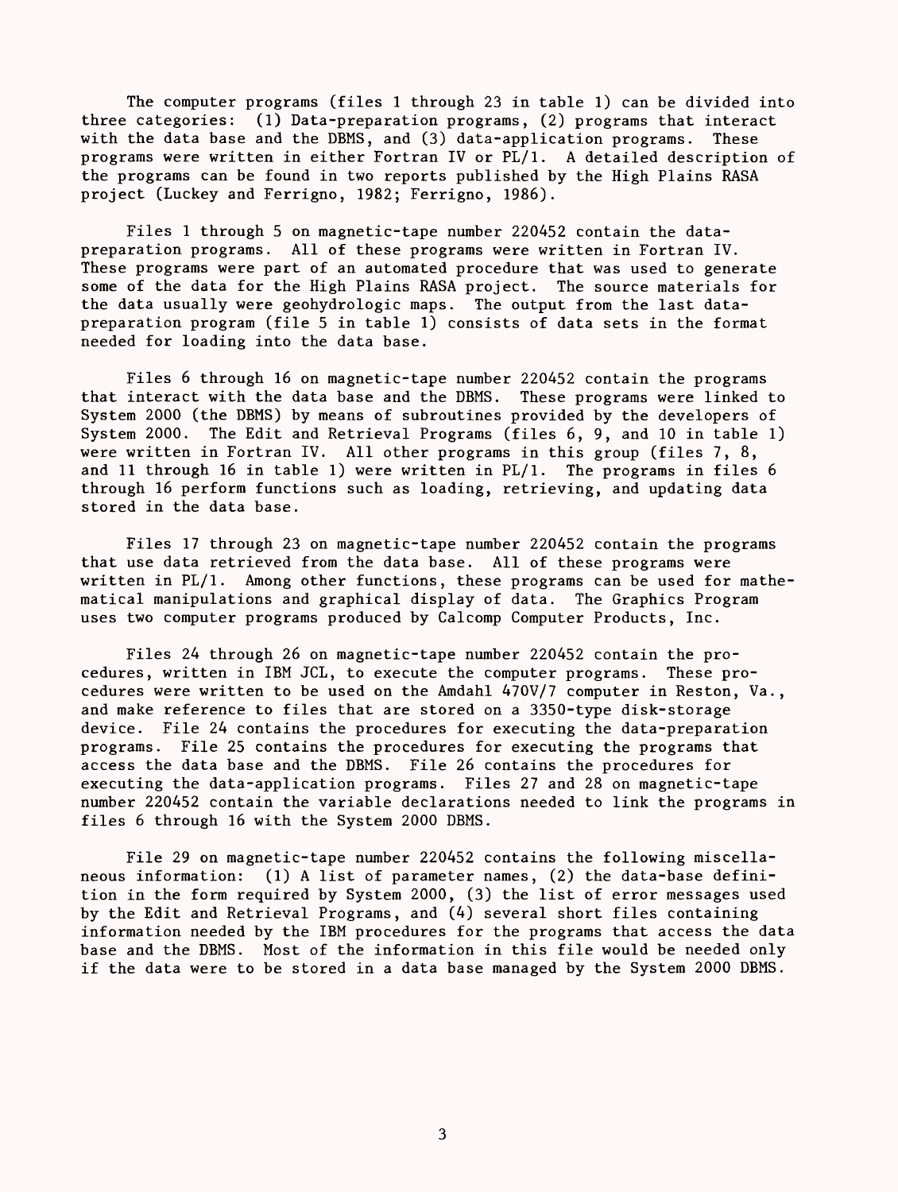The computer programs (files 1 through 23 in table 1) can be divided into three categories: (1) Data-preparation programs, (2) programs that interact with the data base and the DBMS, and (3) data-application programs. These programs were written in either Fortran IV or PL/1. A detailed description of the programs can be found in two reports published by the High Plains RASA project (Luckey and Ferrigno, 1982; Ferrigno, 1986).

Files 1 through 5 on magnetic-tape number 220452 contain the data-preparation programs. All of these programs were written in Fortran IV. These programs were part of an automated procedure that was used to generate some of the data for the High Plains RASA project. The source materials for the data usually were geohydrologic maps. The output from the last data-preparation program (file 5 in table 1) consists of data sets in the format needed for loading into the data base.

Files 6 through 16 on magnetic-tape number 220452 contain the programs that interact with the data base and the DBMS. These programs were linked to System 2000 (the DBMS) by means of subroutines provided by the developers of System 2000. The Edit and Retrieval Programs (files 6, 9, and 10 in table 1) were written in Fortran IV. All other programs in this group (files 7, 8, and 11 through 16 in table 1) were written in PL/1. The programs in files 6 through 16 perform functions such as loading, retrieving, and updating data stored in the data base.

Files 17 through 23 on magnetic-tape number 220452 contain the programs that use data retrieved from the data base. All of these programs were written in PL/1. Among other functions, these programs can be used for mathematical manipulations and graphical display of data. The Graphics Program uses two computer programs produced by Calcomp Computer Products, Inc.

Files 24 through 26 on magnetic-tape number 220452 contain the procedures, written in IBM JCL, to execute the computer programs. These procedures were written to be used on the Amdahl 470V/7 computer in Reston, Va., and make reference to files that are stored on a 3350-type disk-storage device. File 24 contains the procedures for executing the data-preparation programs. File 25 contains the procedures for executing the programs that access the data base and the DBMS. File 26 contains the procedures for executing the data-application programs. Files 27 and 28 on magnetic-tape number 220452 contain the variable declarations needed to link the programs in files 6 through 16 with the System 2000 DBMS.

File 29 on magnetic-tape number 220452 contains the following miscellaneous information: (1) A list of parameter names, (2) the data-base definition in the form required by System 2000, (3) the list of error messages used by the Edit and Retrieval Programs, and (4) several short files containing information needed by the IBM procedures for the programs that access the data base and the DBMS. Most of the information in this file would be needed only if the data were to be stored in a data base managed by the System 2000 DBMS.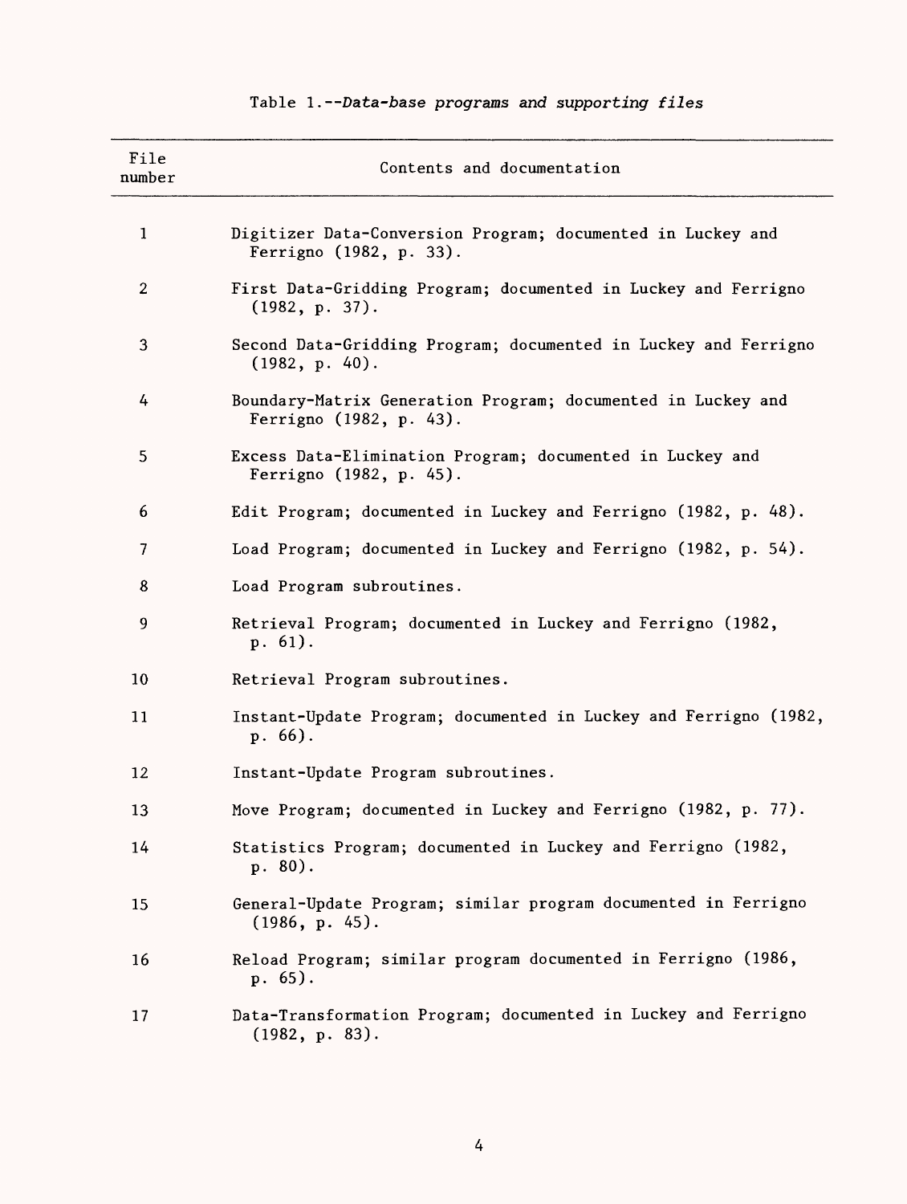Table 1.--*Data-base programs and supporting files*

| File number | Contents and documentation |
|---|---|
| 1 | Digitizer Data-Conversion Program; documented in Luckey and Ferrigno (1982, p. 33). |
| 2 | First Data-Gridding Program; documented in Luckey and Ferrigno (1982, p. 37). |
| 3 | Second Data-Gridding Program; documented in Luckey and Ferrigno (1982, p. 40). |
| 4 | Boundary-Matrix Generation Program; documented in Luckey and Ferrigno (1982, p. 43). |
| 5 | Excess Data-Elimination Program; documented in Luckey and Ferrigno (1982, p. 45). |
| 6 | Edit Program; documented in Luckey and Ferrigno (1982, p. 48). |
| 7 | Load Program; documented in Luckey and Ferrigno (1982, p. 54). |
| 8 | Load Program subroutines. |
| 9 | Retrieval Program; documented in Luckey and Ferrigno (1982, p. 61). |
| 10 | Retrieval Program subroutines. |
| 11 | Instant-Update Program; documented in Luckey and Ferrigno (1982, p. 66). |
| 12 | Instant-Update Program subroutines. |
| 13 | Move Program; documented in Luckey and Ferrigno (1982, p. 77). |
| 14 | Statistics Program; documented in Luckey and Ferrigno (1982, p. 80). |
| 15 | General-Update Program; similar program documented in Ferrigno (1986, p. 45). |
| 16 | Reload Program; similar program documented in Ferrigno (1986, p. 65). |
| 17 | Data-Transformation Program; documented in Luckey and Ferrigno (1982, p. 83). |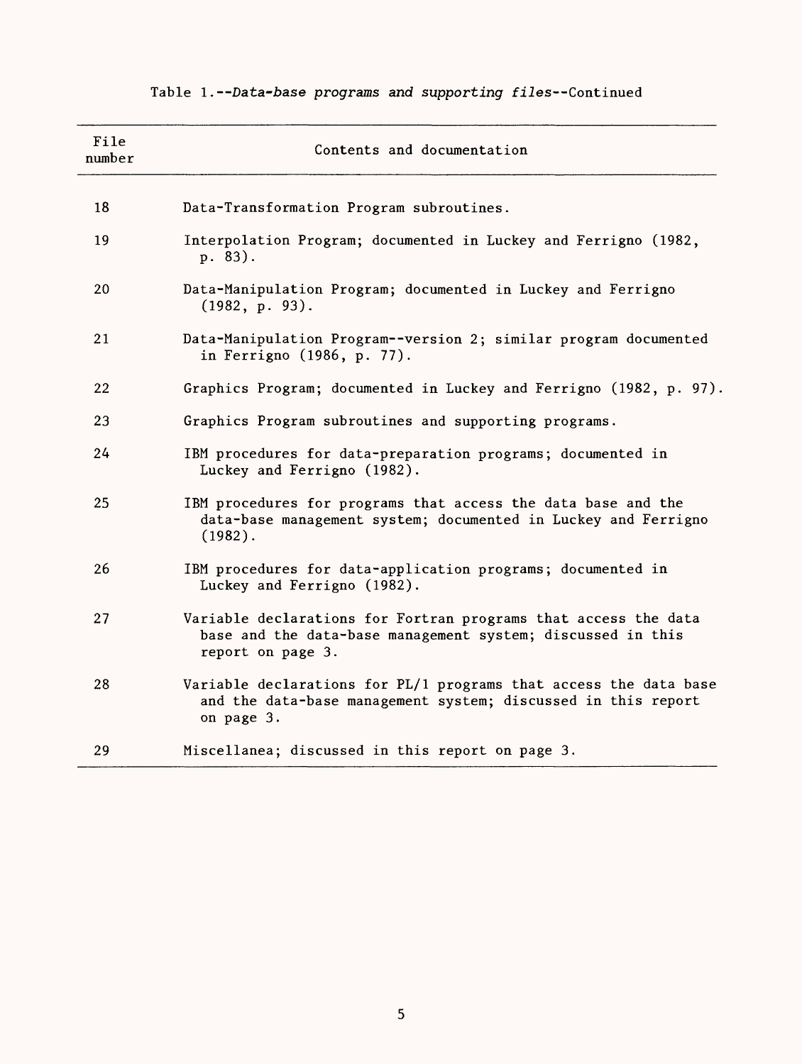Table 1.--*Data-base programs and supporting files*--Continued

| File number | Contents and documentation |
|---|---|
| 18 | Data-Transformation Program subroutines. |
| 19 | Interpolation Program; documented in Luckey and Ferrigno (1982, p. 83). |
| 20 | Data-Manipulation Program; documented in Luckey and Ferrigno (1982, p. 93). |
| 21 | Data-Manipulation Program--version 2; similar program documented in Ferrigno (1986, p. 77). |
| 22 | Graphics Program; documented in Luckey and Ferrigno (1982, p. 97). |
| 23 | Graphics Program subroutines and supporting programs. |
| 24 | IBM procedures for data-preparation programs; documented in Luckey and Ferrigno (1982). |
| 25 | IBM procedures for programs that access the data base and the data-base management system; documented in Luckey and Ferrigno (1982). |
| 26 | IBM procedures for data-application programs; documented in Luckey and Ferrigno (1982). |
| 27 | Variable declarations for Fortran programs that access the data base and the data-base management system; discussed in this report on page 3. |
| 28 | Variable declarations for PL/1 programs that access the data base and the data-base management system; discussed in this report on page 3. |
| 29 | Miscellanea; discussed in this report on page 3. |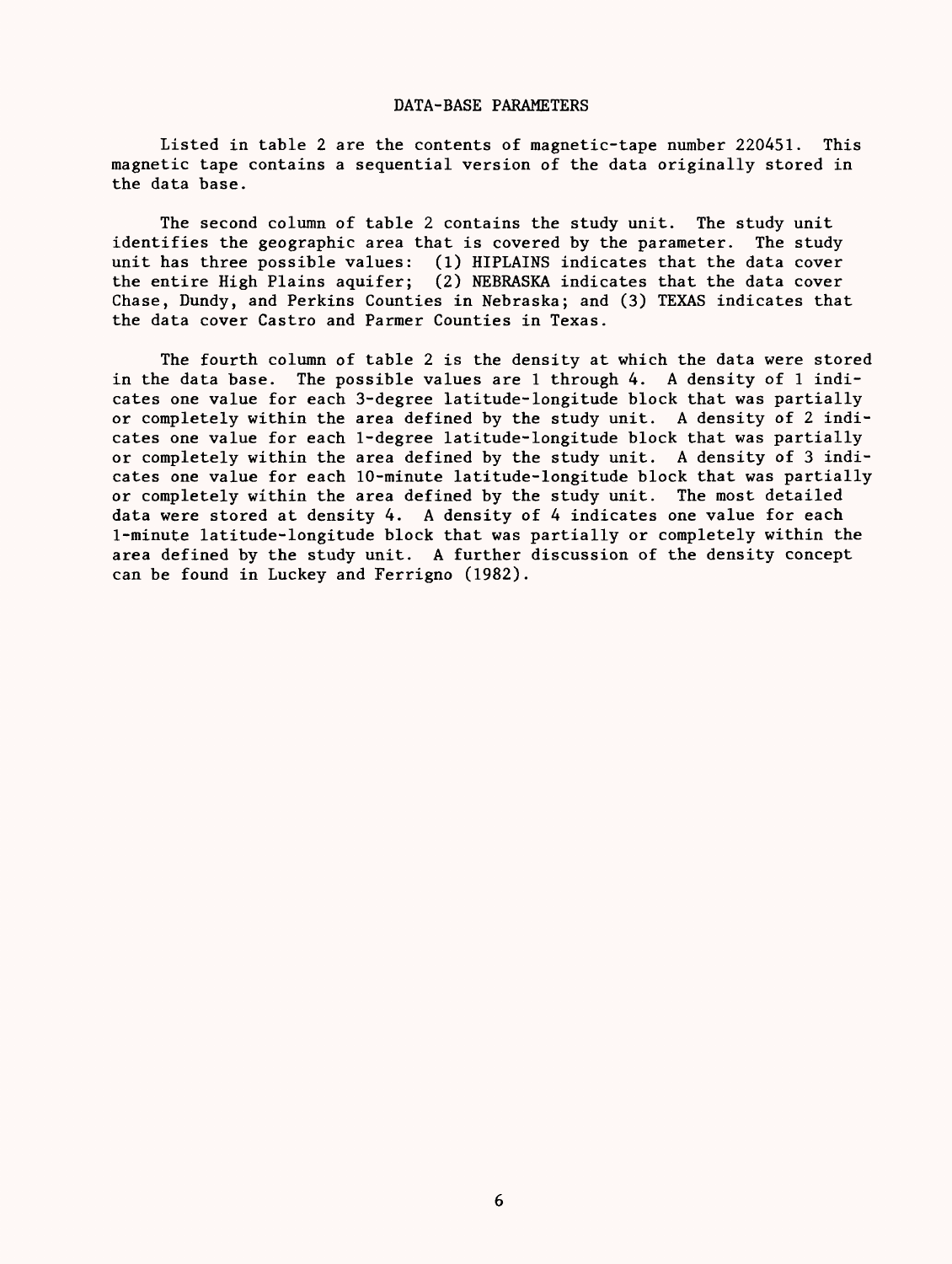## DATA-BASE PARAMETERS

Listed in table 2 are the contents of magnetic-tape number 220451. This magnetic tape contains a sequential version of the data originally stored in the data base.

The second column of table 2 contains the study unit. The study unit identifies the geographic area that is covered by the parameter. The study unit has three possible values: (1) HIPLAINS indicates that the data cover the entire High Plains aquifer; (2) NEBRASKA indicates that the data cover Chase, Dundy, and Perkins Counties in Nebraska; and (3) TEXAS indicates that the data cover Castro and Parmer Counties in Texas.

The fourth column of table 2 is the density at which the data were stored in the data base. The possible values are 1 through 4. A density of 1 indicates one value for each 3-degree latitude-longitude block that was partially or completely within the area defined by the study unit. A density of 2 indicates one value for each 1-degree latitude-longitude block that was partially or completely within the area defined by the study unit. A density of 3 indicates one value for each 10-minute latitude-longitude block that was partially or completely within the area defined by the study unit. The most detailed data were stored at density 4. A density of 4 indicates one value for each 1-minute latitude-longitude block that was partially or completely within the area defined by the study unit. A further discussion of the density concept can be found in Luckey and Ferrigno (1982).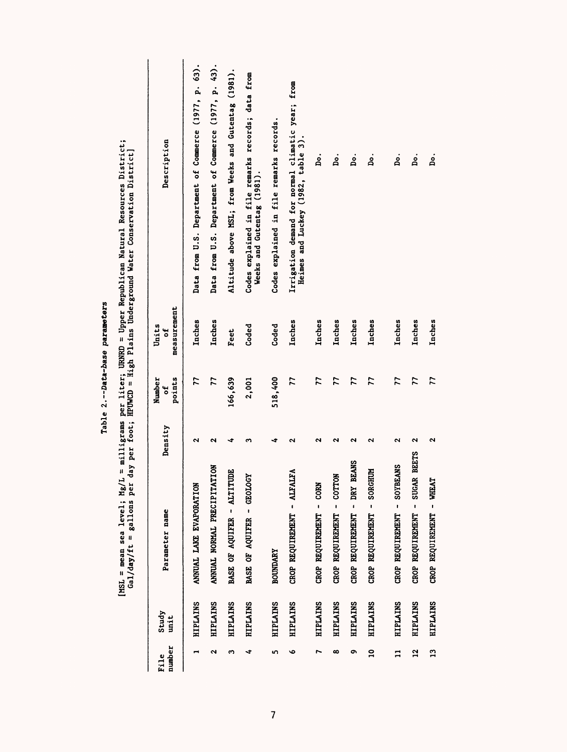Table 2.--*Data-base parameters*

[MSL = mean sea level; Mg/L = milligrams per liter; URNRD = Upper Republican Natural Resources District; Gal/day/ft = gallons per day per foot; HPUWCD = High Plains Underground Water Conservation District]

| File number | Study unit | Parameter name | Density | Number of points | Units of measurement | Description |
|---|---|---|---|---|---|---|
| 1 | HIPLAINS | ANNUAL LAKE EVAPORATION | 2 | 77 | Inches | Data from U.S. Department of Commerce (1977, p. 63). |
| 2 | HIPLAINS | ANNUAL NORMAL PRECIPITATION | 2 | 77 | Inches | Data from U.S. Department of Commerce (1977, p. 43). |
| 3 | HIPLAINS | BASE OF AQUIFER - ALTITUDE | 4 | 166,639 | Feet | Altitude above MSL; from Weeks and Gutentag (1981). |
| 4 | HIPLAINS | BASE OF AQUIFER - GEOLOGY | 3 | 2,001 | Coded | Codes explained in file remarks records; data from Weeks and Gutentag (1981). |
| 5 | HIPLAINS | BOUNDARY | 4 | 518,400 | Coded | Codes explained in file remarks records. |
| 6 | HIPLAINS | CROP REQUIREMENT - ALFALFA | 2 | 77 | Inches | Irrigation demand for normal climatic year; from Heimes and Luckey (1982, table 3). |
| 7 | HIPLAINS | CROP REQUIREMENT - CORN | 2 | 77 | Inches | Do. |
| 8 | HIPLAINS | CROP REQUIREMENT - COTTON | 2 | 77 | Inches | Do. |
| 9 | HIPLAINS | CROP REQUIREMENT - DRY BEANS | 2 | 77 | Inches | Do. |
| 10 | HIPLAINS | CROP REQUIREMENT - SORGHUM | 2 | 77 | Inches | Do. |
| 11 | HIPLAINS | CROP REQUIREMENT - SOYBEANS | 2 | 77 | Inches | Do. |
| 12 | HIPLAINS | CROP REQUIREMENT - SUGAR BEETS | 2 | 77 | Inches | Do. |
| 13 | HIPLAINS | CROP REQUIREMENT - WHEAT | 2 | 77 | Inches | Do. |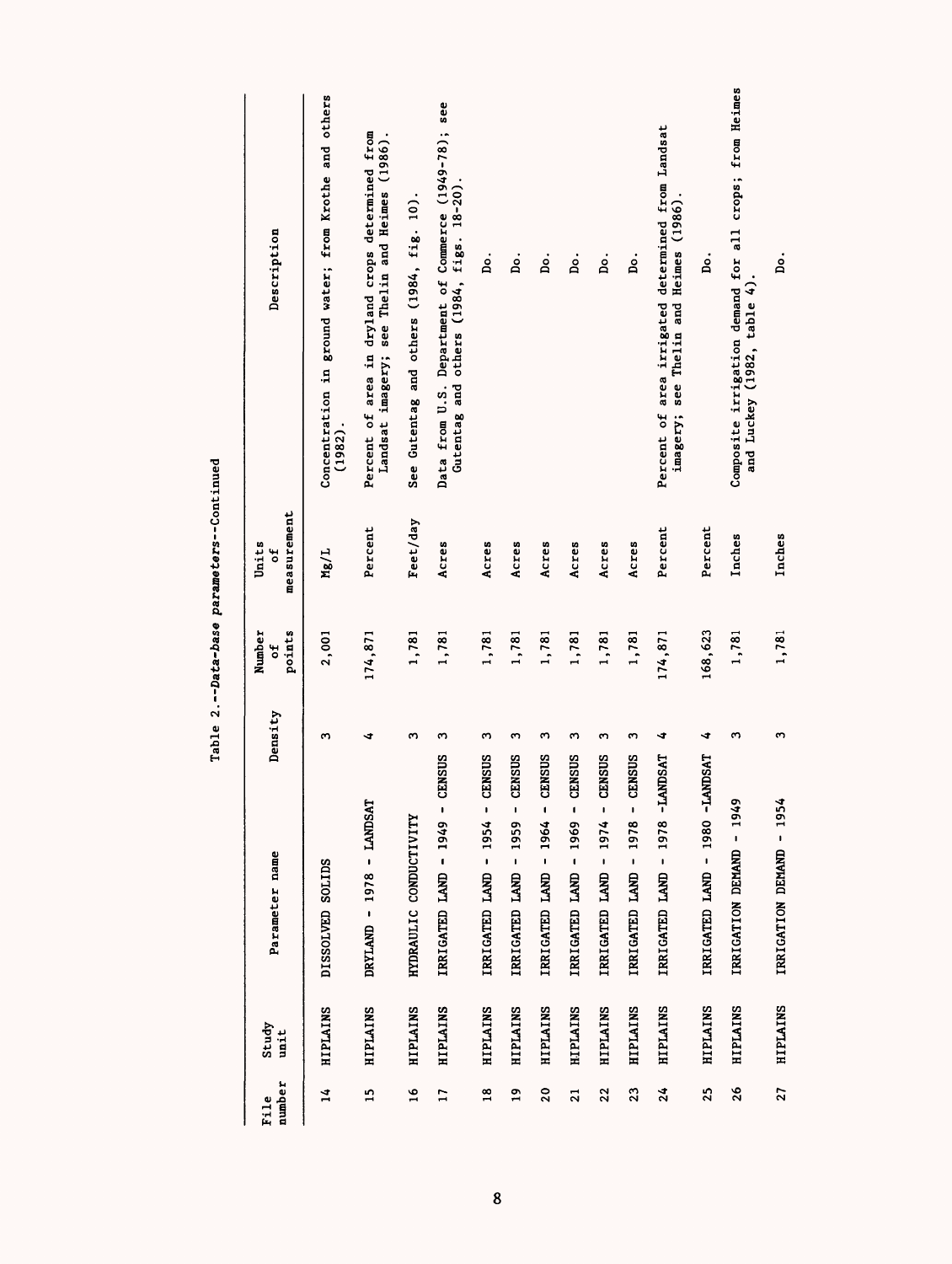Table 2.--*Data-base parameters*--Continued

| File number | Study unit | Parameter name | Density | Number of points | Units of measurement | Description |
|---|---|---|---|---|---|---|
| 14 | HIPLAINS | DISSOLVED SOLIDS | 3 | 2,001 | Mg/L | Concentration in ground water; from Krothe and others (1982). |
| 15 | HIPLAINS | DRYLAND - 1978 - LANDSAT | 4 | 174,871 | Percent | Percent of area in dryland crops determined from Landsat imagery; see Thelin and Heimes (1986). |
| 16 | HIPLAINS | HYDRAULIC CONDUCTIVITY | 3 | 1,781 | Feet/day | See Gutentag and others (1984, fig. 10). |
| 17 | HIPLAINS | IRRIGATED LAND - 1949 - CENSUS | 3 | 1,781 | Acres | Data from U.S. Department of Commerce (1949-78); see Gutentag and others (1984, figs. 18-20). |
| 18 | HIPLAINS | IRRIGATED LAND - 1954 - CENSUS | 3 | 1,781 | Acres | Do. |
| 19 | HIPLAINS | IRRIGATED LAND - 1959 - CENSUS | 3 | 1,781 | Acres | Do. |
| 20 | HIPLAINS | IRRIGATED LAND - 1964 - CENSUS | 3 | 1,781 | Acres | Do. |
| 21 | HIPLAINS | IRRIGATED LAND - 1969 - CENSUS | 3 | 1,781 | Acres | Do. |
| 22 | HIPLAINS | IRRIGATED LAND - 1974 - CENSUS | 3 | 1,781 | Acres | Do. |
| 23 | HIPLAINS | IRRIGATED LAND - 1978 - CENSUS | 3 | 1,781 | Acres | Do. |
| 24 | HIPLAINS | IRRIGATED LAND - 1978 -LANDSAT | 4 | 174,871 | Percent | Percent of area irrigated determined from Landsat imagery; see Thelin and Heimes (1986). |
| 25 | HIPLAINS | IRRIGATED LAND - 1980 -LANDSAT | 4 | 168,623 | Percent | Do. |
| 26 | HIPLAINS | IRRIGATION DEMAND - 1949 | 3 | 1,781 | Inches | Composite irrigation demand for all crops; from Heimes and Luckey (1982, table 4). |
| 27 | HIPLAINS | IRRIGATION DEMAND - 1954 | 3 | 1,781 | Inches | Do. |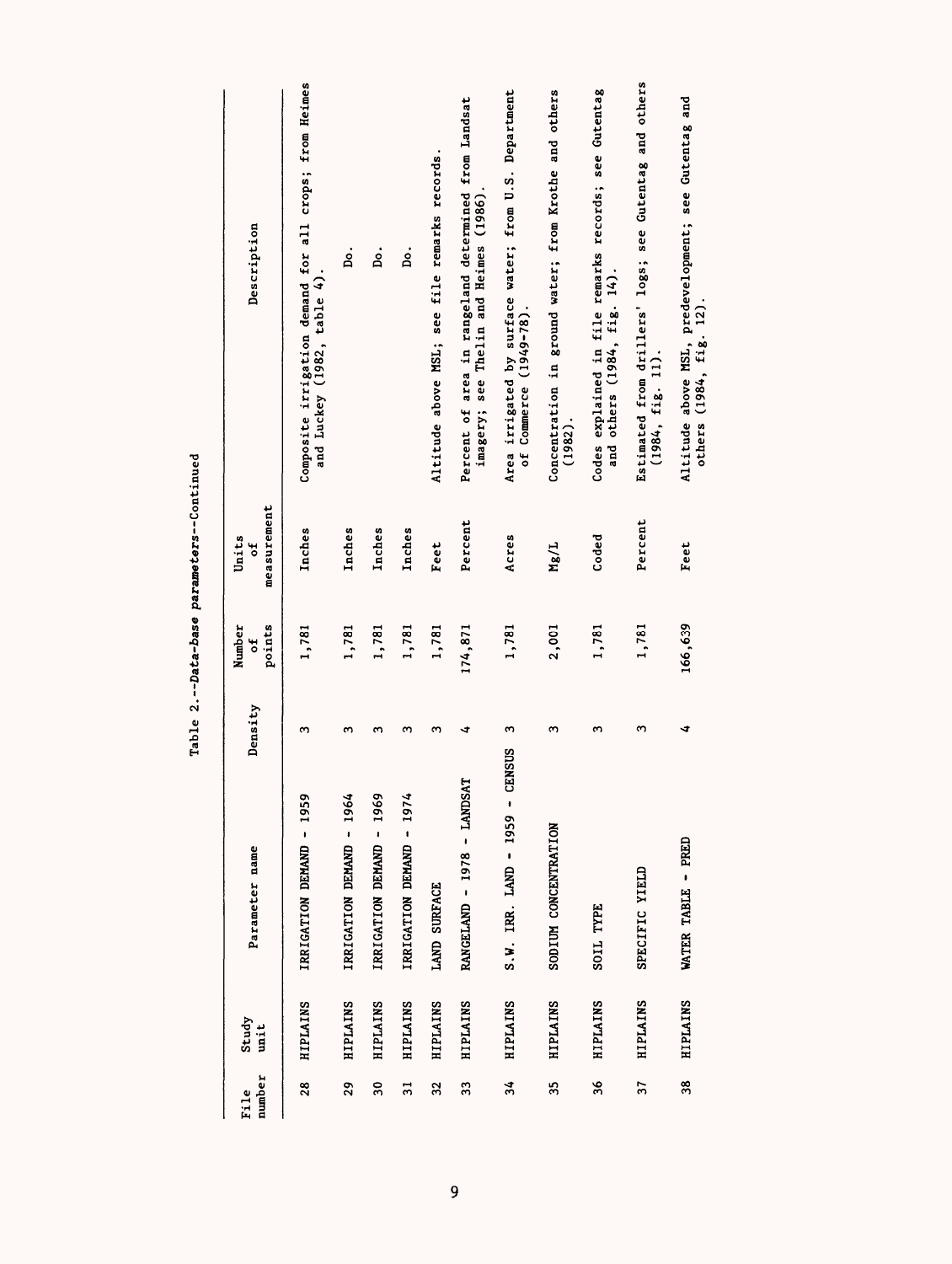Table 2.--*Data-base parameters*--Continued

| File number | Study unit | Parameter name | Density | Number of points | Units of measurement | Description |
|---|---|---|---|---|---|---|
| 28 | HIPLAINS | IRRIGATION DEMAND - 1959 | 3 | 1,781 | Inches | Composite irrigation demand for all crops; from Heimes and Luckey (1982, table 4). |
| 29 | HIPLAINS | IRRIGATION DEMAND - 1964 | 3 | 1,781 | Inches | Do. |
| 30 | HIPLAINS | IRRIGATION DEMAND - 1969 | 3 | 1,781 | Inches | Do. |
| 31 | HIPLAINS | IRRIGATION DEMAND - 1974 | 3 | 1,781 | Inches | Do. |
| 32 | HIPLAINS | LAND SURFACE | 3 | 1,781 | Feet | Altitude above MSL; see file remarks records. |
| 33 | HIPLAINS | RANGELAND - 1978 - LANDSAT | 4 | 174,871 | Percent | Percent of area in rangeland determined from Landsat imagery; see Thelin and Heimes (1986). |
| 34 | HIPLAINS | S.W. IRR. LAND - 1959 - CENSUS | 3 | 1,781 | Acres | Area irrigated by surface water; from U.S. Department of Commerce (1949-78). |
| 35 | HIPLAINS | SODIUM CONCENTRATION | 3 | 2,001 | Mg/L | Concentration in ground water; from Krothe and others (1982). |
| 36 | HIPLAINS | SOIL TYPE | 3 | 1,781 | Coded | Codes explained in file remarks records; see Gutentag and others (1984, fig. 14). |
| 37 | HIPLAINS | SPECIFIC YIELD | 3 | 1,781 | Percent | Estimated from drillers' logs; see Gutentag and others (1984, fig. 11). |
| 38 | HIPLAINS | WATER TABLE - PRED | 4 | 166,639 | Feet | Altitude above MSL, predevelopment; see Gutentag and others (1984, fig. 12). |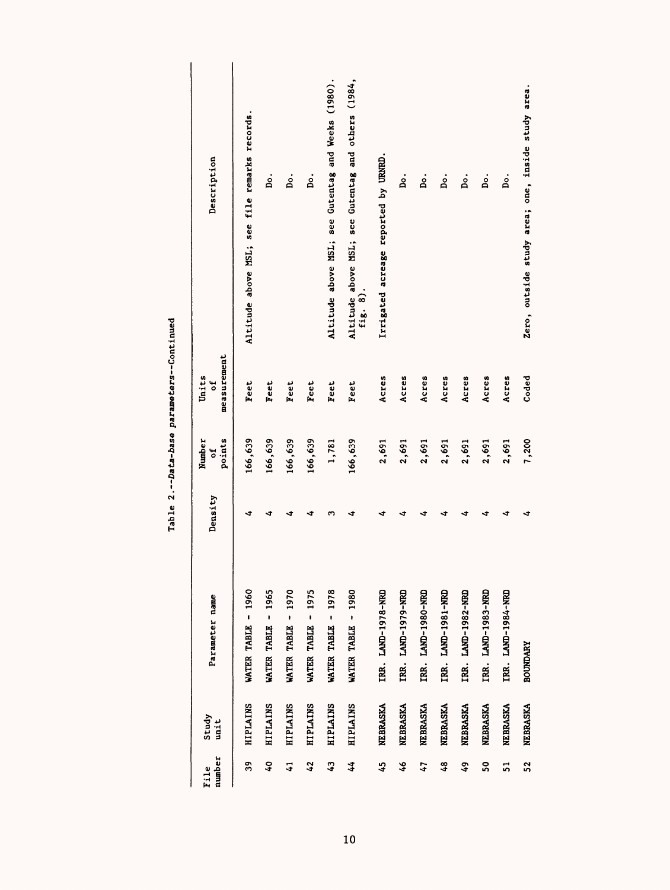Table 2.--*Data-base parameters*--Continued

| File number | Study unit | Parameter name | Density | Number of points | Units of measurement | Description |
|---|---|---|---|---|---|---|
| 39 | HIPLAINS | WATER TABLE - 1960 | 4 | 166,639 | Feet | Altitude above MSL; see file remarks records. |
| 40 | HIPLAINS | WATER TABLE - 1965 | 4 | 166,639 | Feet | Do. |
| 41 | HIPLAINS | WATER TABLE - 1970 | 4 | 166,639 | Feet | Do. |
| 42 | HIPLAINS | WATER TABLE - 1975 | 4 | 166,639 | Feet | Do. |
| 43 | HIPLAINS | WATER TABLE - 1978 | 3 | 1,781 | Feet | Altitude above MSL; see Gutentag and Weeks (1980). |
| 44 | HIPLAINS | WATER TABLE - 1980 | 4 | 166,639 | Feet | Altitude above MSL; see Gutentag and others (1984, fig. 8). |
| 45 | NEBRASKA | IRR. LAND-1978-NRD | 4 | 2,691 | Acres | Irrigated acreage reported by URNRD. |
| 46 | NEBRASKA | IRR. LAND-1979-NRD | 4 | 2,691 | Acres | Do. |
| 47 | NEBRASKA | IRR. LAND-1980-NRD | 4 | 2,691 | Acres | Do. |
| 48 | NEBRASKA | IRR. LAND-1981-NRD | 4 | 2,691 | Acres | Do. |
| 49 | NEBRASKA | IRR. LAND-1982-NRD | 4 | 2,691 | Acres | Do. |
| 50 | NEBRASKA | IRR. LAND-1983-NRD | 4 | 2,691 | Acres | Do. |
| 51 | NEBRASKA | IRR. LAND-1984-NRD | 4 | 2,691 | Acres | Do. |
| 52 | NEBRASKA | BOUNDARY | 4 | 7,200 | Coded | Zero, outside study area; one, inside study area. |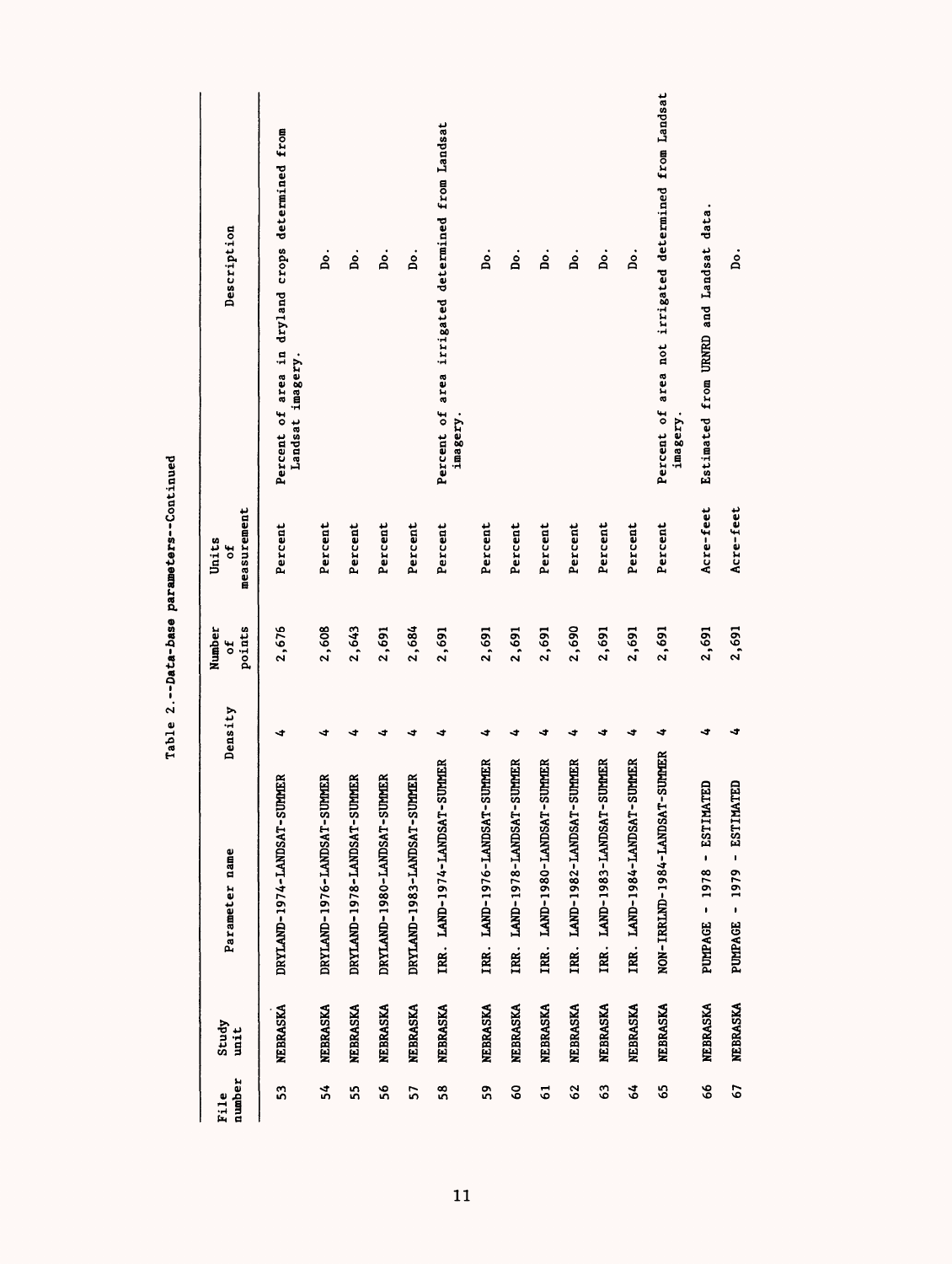Table 2.--Data-base parameters--Continued

| File number | Study unit | Parameter name | Density | Number of points | Units of measurement | Description |
|---|---|---|---|---|---|---|
| 53 | NEBRASKA | DRYLAND-1974-LANDSAT-SUMMER | 4 | 2,676 | Percent | Percent of area in dryland crops determined from Landsat imagery. |
| 54 | NEBRASKA | DRYLAND-1976-LANDSAT-SUMMER | 4 | 2,608 | Percent | Do. |
| 55 | NEBRASKA | DRYLAND-1978-LANDSAT-SUMMER | 4 | 2,643 | Percent | Do. |
| 56 | NEBRASKA | DRYLAND-1980-LANDSAT-SUMMER | 4 | 2,691 | Percent | Do. |
| 57 | NEBRASKA | DRYLAND-1983-LANDSAT-SUMMER | 4 | 2,684 | Percent | Do. |
| 58 | NEBRASKA | IRR. LAND-1974-LANDSAT-SUMMER | 4 | 2,691 | Percent | Percent of area irrigated determined from Landsat imagery. |
| 59 | NEBRASKA | IRR. LAND-1976-LANDSAT-SUMMER | 4 | 2,691 | Percent | Do. |
| 60 | NEBRASKA | IRR. LAND-1978-LANDSAT-SUMMER | 4 | 2,691 | Percent | Do. |
| 61 | NEBRASKA | IRR. LAND-1980-LANDSAT-SUMMER | 4 | 2,691 | Percent | Do. |
| 62 | NEBRASKA | IRR. LAND-1982-LANDSAT-SUMMER | 4 | 2,690 | Percent | Do. |
| 63 | NEBRASKA | IRR. LAND-1983-LANDSAT-SUMMER | 4 | 2,691 | Percent | Do. |
| 64 | NEBRASKA | IRR. LAND-1984-LANDSAT-SUMMER | 4 | 2,691 | Percent | Do. |
| 65 | NEBRASKA | NON-IRRLND-1984-LANDSAT-SUMMER | 4 | 2,691 | Percent | Percent of area not irrigated determined from Landsat imagery. |
| 66 | NEBRASKA | PUMPAGE - 1978 - ESTIMATED | 4 | 2,691 | Acre-feet | Estimated from URNRD and Landsat data. |
| 67 | NEBRASKA | PUMPAGE - 1979 - ESTIMATED | 4 | 2,691 | Acre-feet | Do. |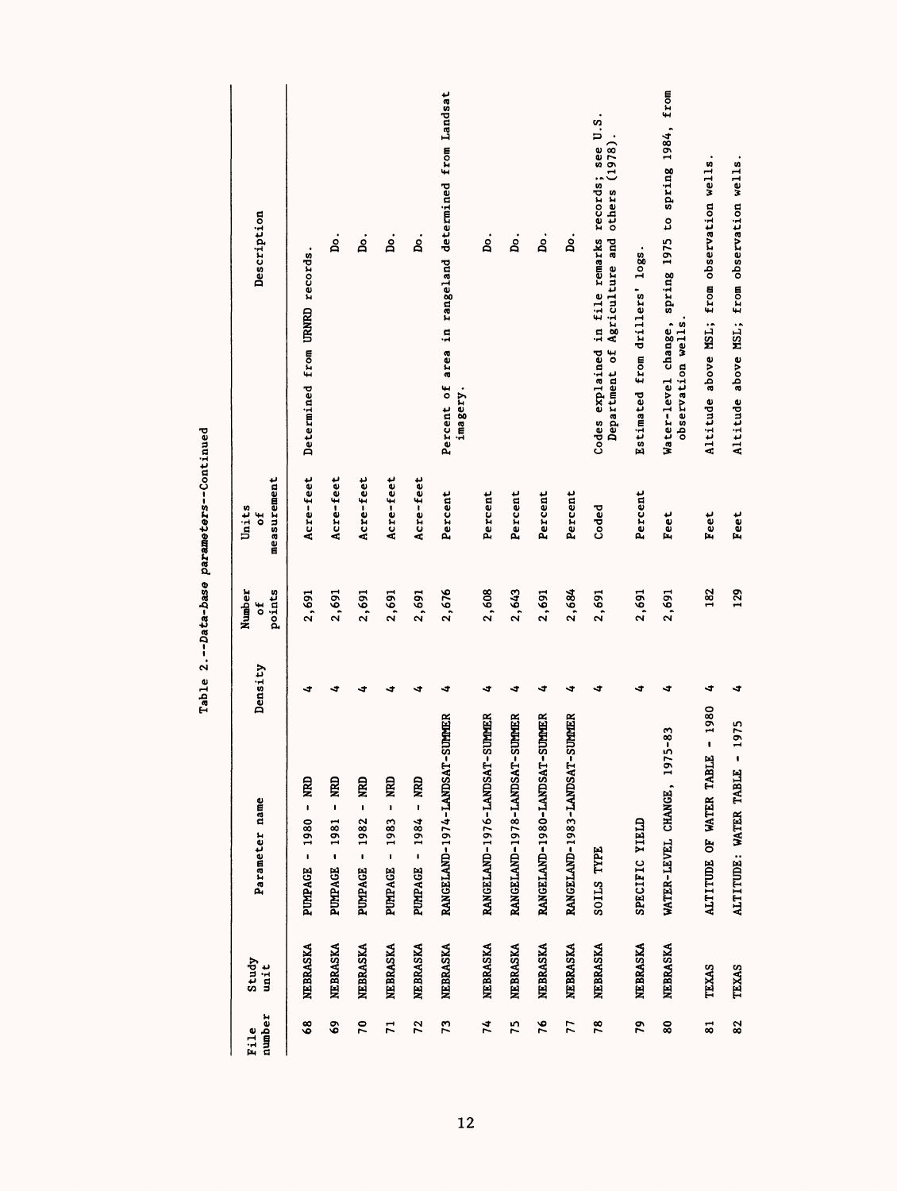Table 2.--*Data-base parameters*--Continued

| File number | Study unit | Parameter name | Density | Number of points | Units of measurement | Description |
|---|---|---|---|---|---|---|
| 68 | NEBRASKA | PUMPAGE - 1980 - NRD | 4 | 2,691 | Acre-feet | Determined from URNRD records. |
| 69 | NEBRASKA | PUMPAGE - 1981 - NRD | 4 | 2,691 | Acre-feet | Do. |
| 70 | NEBRASKA | PUMPAGE - 1982 - NRD | 4 | 2,691 | Acre-feet | Do. |
| 71 | NEBRASKA | PUMPAGE - 1983 - NRD | 4 | 2,691 | Acre-feet | Do. |
| 72 | NEBRASKA | PUMPAGE - 1984 - NRD | 4 | 2,691 | Acre-feet | Do. |
| 73 | NEBRASKA | RANGELAND-1974-LANDSAT-SUMMER | 4 | 2,676 | Percent | Percent of area in rangeland determined from Landsat imagery. |
| 74 | NEBRASKA | RANGELAND-1976-LANDSAT-SUMMER | 4 | 2,608 | Percent | Do. |
| 75 | NEBRASKA | RANGELAND-1978-LANDSAT-SUMMER | 4 | 2,643 | Percent | Do. |
| 76 | NEBRASKA | RANGELAND-1980-LANDSAT-SUMMER | 4 | 2,691 | Percent | Do. |
| 77 | NEBRASKA | RANGELAND-1983-LANDSAT-SUMMER | 4 | 2,684 | Percent | Do. |
| 78 | NEBRASKA | SOILS TYPE | 4 | 2,691 | Coded | Codes explained in file remarks records; see U.S. Department of Agriculture and others (1978). |
| 79 | NEBRASKA | SPECIFIC YIELD | 4 | 2,691 | Percent | Estimated from drillers' logs. |
| 80 | NEBRASKA | WATER-LEVEL CHANGE, 1975-83 | 4 | 2,691 | Feet | Water-level change, spring 1975 to spring 1984, from observation wells. |
| 81 | TEXAS | ALTITUDE OF WATER TABLE - 1980 | 4 | 182 | Feet | Altitude above MSL; from observation wells. |
| 82 | TEXAS | ALTITUDE: WATER TABLE - 1975 | 4 | 129 | Feet | Altitude above MSL; from observation wells. |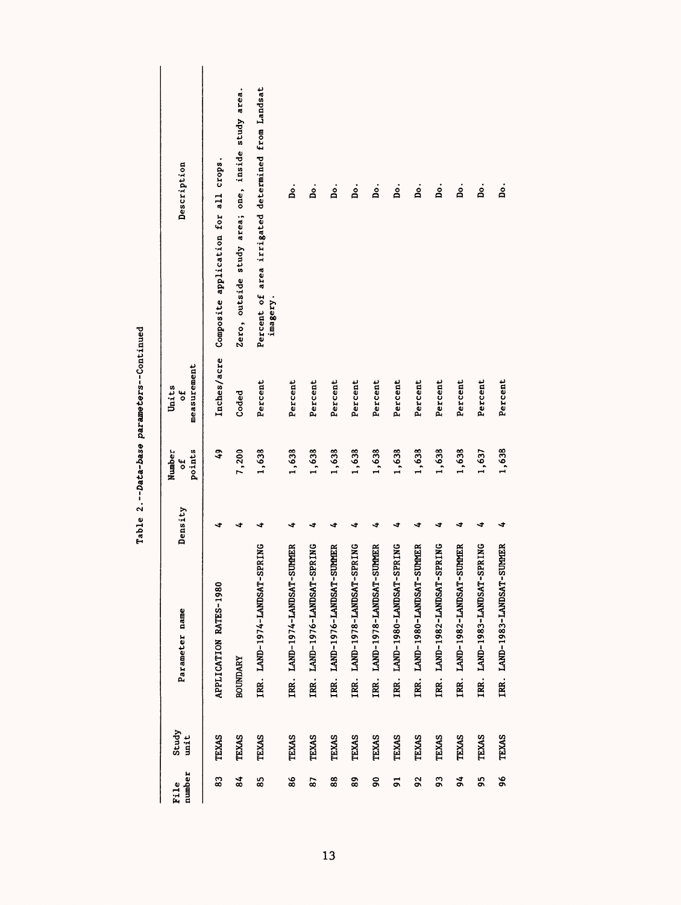Table 2.--*Data-base parameters*--Continued

| File number | Study unit | Parameter name | Density | Number of points | Units of measurement | Description |
|---|---|---|---|---|---|---|
| 83 | TEXAS | APPLICATION RATES-1980 | 4 | 49 | Inches/acre | Composite application for all crops. |
| 84 | TEXAS | BOUNDARY | 4 | 7,200 | Coded | Zero, outside study area; one, inside study area. |
| 85 | TEXAS | IRR. LAND-1974-LANDSAT-SPRING | 4 | 1,638 | Percent | Percent of area irrigated determined from Landsat imagery. |
| 86 | TEXAS | IRR. LAND-1974-LANDSAT-SUMMER | 4 | 1,638 | Percent | Do. |
| 87 | TEXAS | IRR. LAND-1976-LANDSAT-SPRING | 4 | 1,638 | Percent | Do. |
| 88 | TEXAS | IRR. LAND-1976-LANDSAT-SUMMER | 4 | 1,638 | Percent | Do. |
| 89 | TEXAS | IRR. LAND-1978-LANDSAT-SPRING | 4 | 1,638 | Percent | Do. |
| 90 | TEXAS | IRR. LAND-1978-LANDSAT-SUMMER | 4 | 1,638 | Percent | Do. |
| 91 | TEXAS | IRR. LAND-1980-LANDSAT-SPRING | 4 | 1,638 | Percent | Do. |
| 92 | TEXAS | IRR. LAND-1980-LANDSAT-SUMMER | 4 | 1,638 | Percent | Do. |
| 93 | TEXAS | IRR. LAND-1982-LANDSAT-SPRING | 4 | 1,638 | Percent | Do. |
| 94 | TEXAS | IRR. LAND-1982-LANDSAT-SUMMER | 4 | 1,638 | Percent | Do. |
| 95 | TEXAS | IRR. LAND-1983-LANDSAT-SPRING | 4 | 1,637 | Percent | Do. |
| 96 | TEXAS | IRR. LAND-1983-LANDSAT-SUMMER | 4 | 1,638 | Percent | Do. |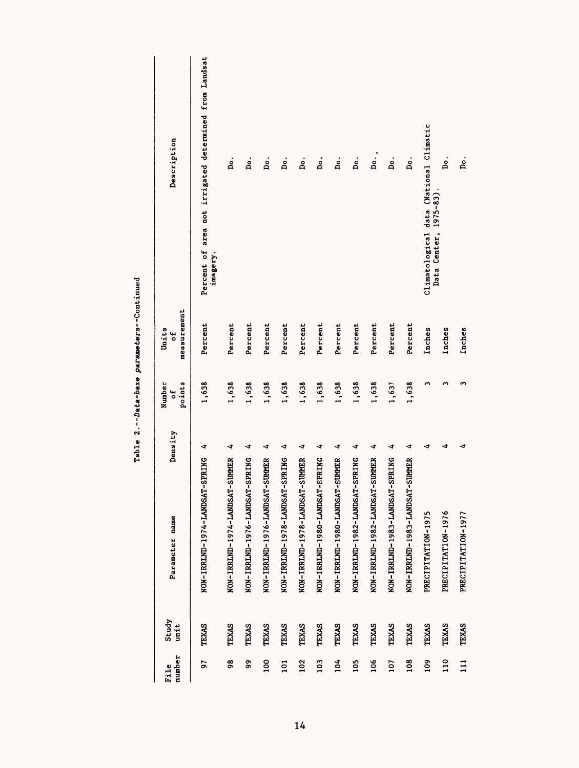Table 2.--*Data-base parameters*--Continued

| File number | Study unit | Parameter name | Density | Number of points | Units of measurement | Description |
|---|---|---|---|---|---|---|
| 97 | TEXAS | NON-IRRLND-1974-LANDSAT-SPRING | 4 | 1,638 | Percent | Percent of area not irrigated determined from Landsat imagery. |
| 98 | TEXAS | NON-IRRLND-1974-LANDSAT-SUMMER | 4 | 1,638 | Percent | Do. |
| 99 | TEXAS | NON-IRRLND-1976-LANDSAT-SPRING | 4 | 1,638 | Percent | Do. |
| 100 | TEXAS | NON-IRRLND-1976-LANDSAT-SUMMER | 4 | 1,638 | Percent | Do. |
| 101 | TEXAS | NON-IRRLND-1978-LANDSAT-SPRING | 4 | 1,638 | Percent | Do. |
| 102 | TEXAS | NON-IRRLND-1978-LANDSAT-SUMMER | 4 | 1,638 | Percent | Do. |
| 103 | TEXAS | NON-IRRLND-1980-LANDSAT-SPRING | 4 | 1,638 | Percent | Do. |
| 104 | TEXAS | NON-IRRLND-1980-LANDSAT-SUMMER | 4 | 1,638 | Percent | Do. |
| 105 | TEXAS | NON-IRRLND-1982-LANDSAT-SPRING | 4 | 1,638 | Percent | Do. |
| 106 | TEXAS | NON-IRRLND-1982-LANDSAT-SUMMER | 4 | 1,638 | Percent | Do. |
| 107 | TEXAS | NON-IRRLND-1983-LANDSAT-SPRING | 4 | 1,637 | Percent | Do. |
| 108 | TEXAS | NON-IRRLND-1983-LANDSAT-SUMMER | 4 | 1,638 | Percent | Do. |
| 109 | TEXAS | PRECIPITATION-1975 | 4 | 3 | Inches | Climatological data (National Climatic Data Center, 1975-83). |
| 110 | TEXAS | PRECIPITATION-1976 | 4 | 3 | Inches | Do. |
| 111 | TEXAS | PRECIPITATION-1977 | 4 | 3 | Inches | Do. |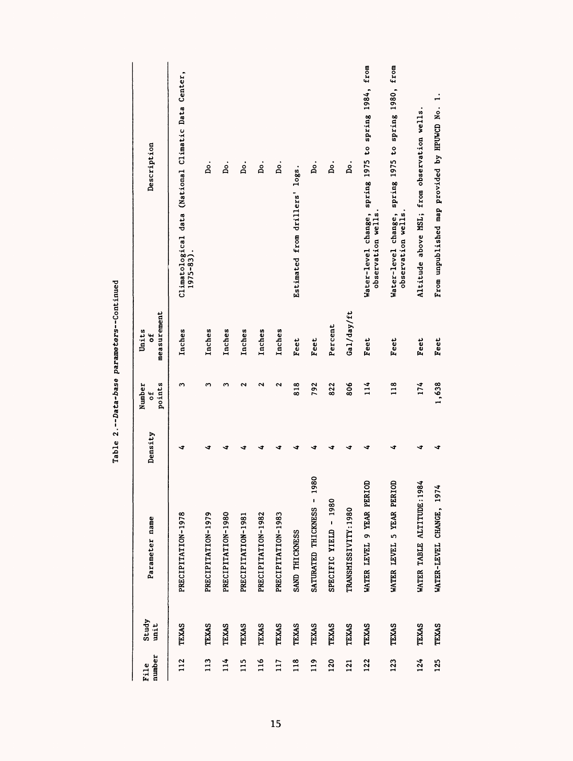Table 2.--*Data-base parameters*--Continued

| File number | Study unit | Parameter name | Density | Number of points | Units of measurement | Description |
|---|---|---|---|---|---|---|
| 112 | TEXAS | PRECIPITATION-1978 | 4 | 3 | Inches | Climatological data (National Climatic Data Center, 1975-83). |
| 113 | TEXAS | PRECIPITATION-1979 | 4 | 3 | Inches | Do. |
| 114 | TEXAS | PRECIPITATION-1980 | 4 | 3 | Inches | Do. |
| 115 | TEXAS | PRECIPITATION-1981 | 4 | 2 | Inches | Do. |
| 116 | TEXAS | PRECIPITATION-1982 | 4 | 2 | Inches | Do. |
| 117 | TEXAS | PRECIPITATION-1983 | 4 | 2 | Inches | Do. |
| 118 | TEXAS | SAND THICKNESS | 4 | 818 | Feet | Estimated from drillers' logs. |
| 119 | TEXAS | SATURATED THICKNESS - 1980 | 4 | 792 | Feet | Do. |
| 120 | TEXAS | SPECIFIC YIELD - 1980 | 4 | 822 | Percent | Do. |
| 121 | TEXAS | TRANSMISSIVITY:1980 | 4 | 806 | Gal/day/ft | Do. |
| 122 | TEXAS | WATER LEVEL 9 YEAR PERIOD | 4 | 114 | Feet | Water-level change, spring 1975 to spring 1984, from observation wells. |
| 123 | TEXAS | WATER LEVEL 5 YEAR PERIOD | 4 | 118 | Feet | Water-level change, spring 1975 to spring 1980, from observation wells. |
| 124 | TEXAS | WATER TABLE ALTITUDE:1984 | 4 | 174 | Feet | Altitude above MSL; from observation wells. |
| 125 | TEXAS | WATER-LEVEL CHANGE, 1974 | 4 | 1,638 | Feet | From unpublished map provided by HPUWCD No. 1. |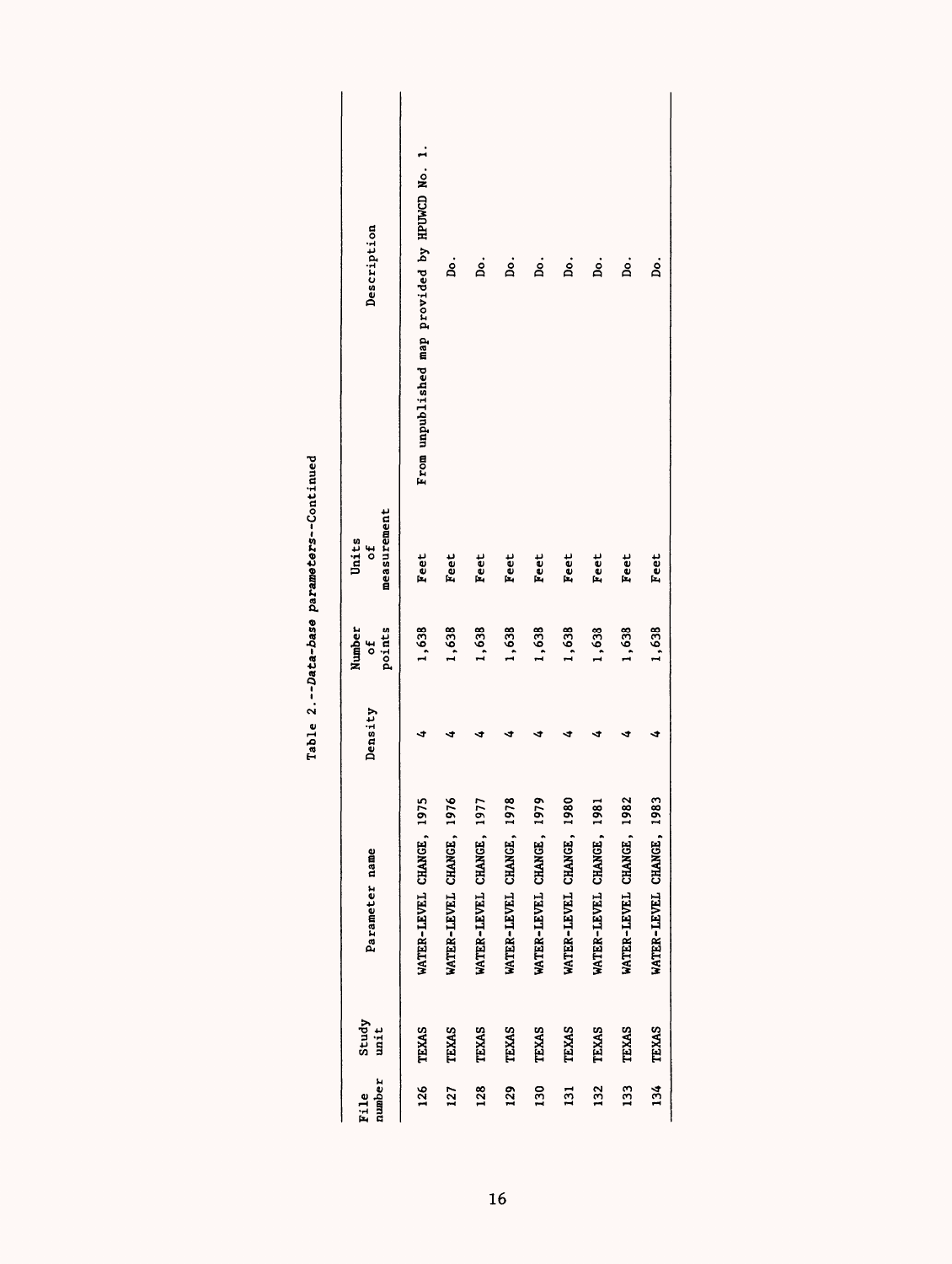Table 2.--*Data-base parameters*--Continued

| File number | Study unit | Parameter name | Density | Number of points | Units of measurement | Description |
|---|---|---|---|---|---|---|
| 126 | TEXAS | WATER-LEVEL CHANGE, 1975 | 4 | 1,638 | Feet | From unpublished map provided by HPUWCD No. 1. |
| 127 | TEXAS | WATER-LEVEL CHANGE, 1976 | 4 | 1,638 | Feet | Do. |
| 128 | TEXAS | WATER-LEVEL CHANGE, 1977 | 4 | 1,638 | Feet | Do. |
| 129 | TEXAS | WATER-LEVEL CHANGE, 1978 | 4 | 1,638 | Feet | Do. |
| 130 | TEXAS | WATER-LEVEL CHANGE, 1979 | 4 | 1,638 | Feet | Do. |
| 131 | TEXAS | WATER-LEVEL CHANGE, 1980 | 4 | 1,638 | Feet | Do. |
| 132 | TEXAS | WATER-LEVEL CHANGE, 1981 | 4 | 1,638 | Feet | Do. |
| 133 | TEXAS | WATER-LEVEL CHANGE, 1982 | 4 | 1,638 | Feet | Do. |
| 134 | TEXAS | WATER-LEVEL CHANGE, 1983 | 4 | 1,638 | Feet | Do. |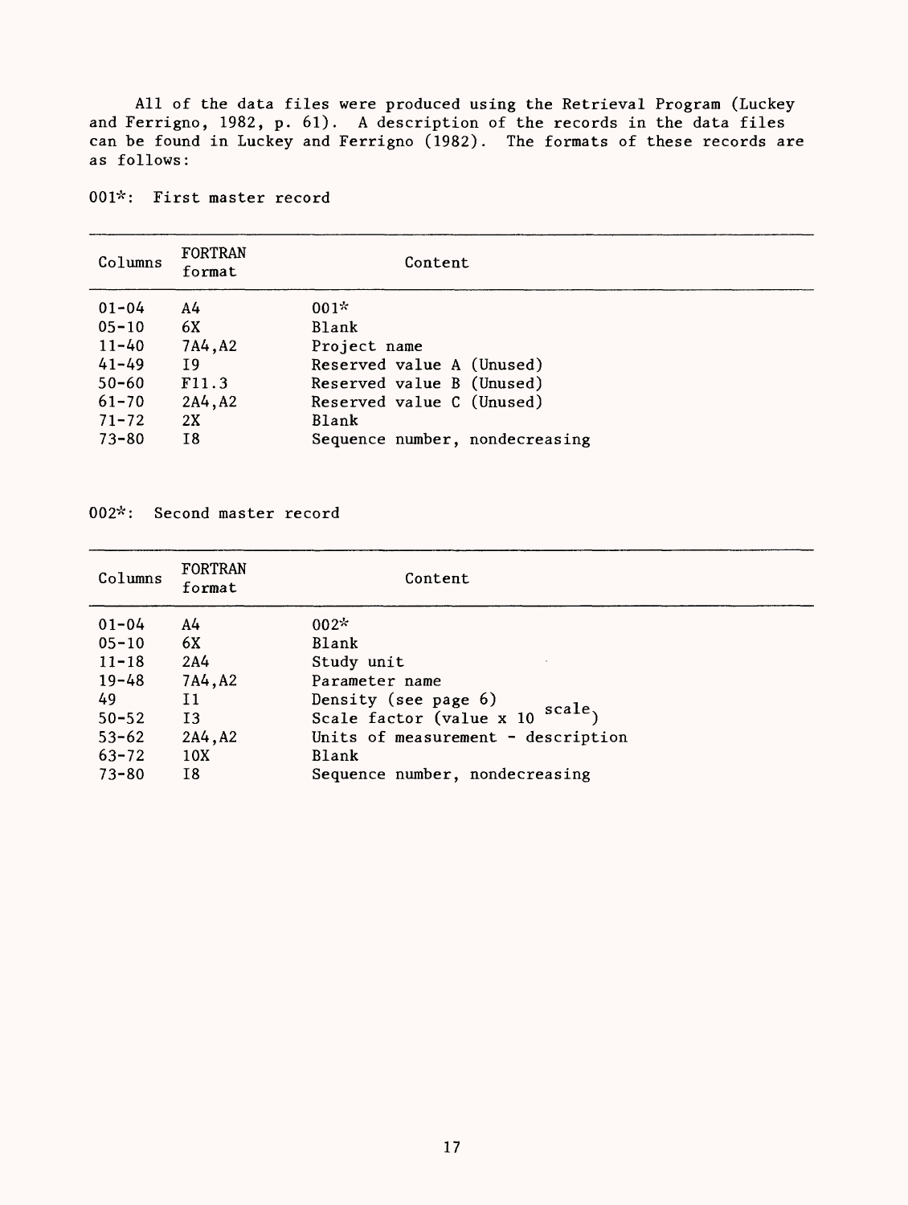All of the data files were produced using the Retrieval Program (Luckey and Ferrigno, 1982, p. 61). A description of the records in the data files can be found in Luckey and Ferrigno (1982). The formats of these records are as follows:

001*: First master record

| Columns | FORTRAN format | Content |
|---|---|---|
| 01-04 | A4 | 001* |
| 05-10 | 6X | Blank |
| 11-40 | 7A4,A2 | Project name |
| 41-49 | I9 | Reserved value A (Unused) |
| 50-60 | F11.3 | Reserved value B (Unused) |
| 61-70 | 2A4,A2 | Reserved value C (Unused) |
| 71-72 | 2X | Blank |
| 73-80 | I8 | Sequence number, nondecreasing |

002*: Second master record

| Columns | FORTRAN format | Content |
|---|---|---|
| 01-04 | A4 | 002* |
| 05-10 | 6X | Blank |
| 11-18 | 2A4 | Study unit |
| 19-48 | 7A4,A2 | Parameter name |
| 49 | I1 | Density (see page 6) |
| 50-52 | I3 | Scale factor (value x $10^{scale}$) |
| 53-62 | 2A4,A2 | Units of measurement - description |
| 63-72 | 10X | Blank |
| 73-80 | I8 | Sequence number, nondecreasing |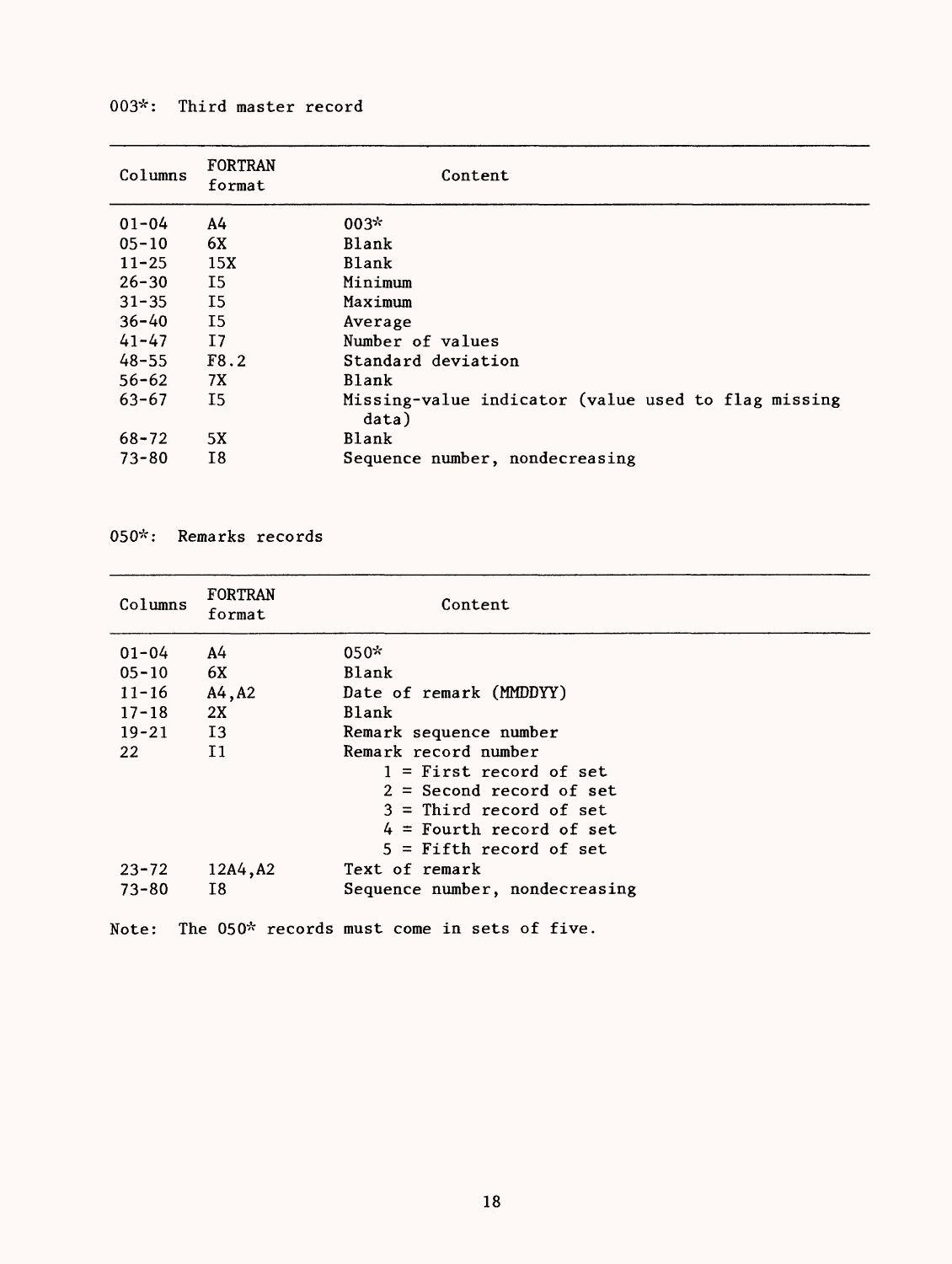003*: Third master record

| Columns | FORTRAN format | Content |
|---|---|---|
| 01-04 | A4 | 003* |
| 05-10 | 6X | Blank |
| 11-25 | 15X | Blank |
| 26-30 | I5 | Minimum |
| 31-35 | I5 | Maximum |
| 36-40 | I5 | Average |
| 41-47 | I7 | Number of values |
| 48-55 | F8.2 | Standard deviation |
| 56-62 | 7X | Blank |
| 63-67 | I5 | Missing-value indicator (value used to flag missing data) |
| 68-72 | 5X | Blank |
| 73-80 | I8 | Sequence number, nondecreasing |

050*: Remarks records

| Columns | FORTRAN format | Content |
|---|---|---|
| 01-04 | A4 | 050* |
| 05-10 | 6X | Blank |
| 11-16 | A4,A2 | Date of remark (MMDDYY) |
| 17-18 | 2X | Blank |
| 19-21 | I3 | Remark sequence number |
| 22 | I1 | Remark record number<br>1 = First record of set<br>2 = Second record of set<br>3 = Third record of set<br>4 = Fourth record of set<br>5 = Fifth record of set |
| 23-72 | 12A4,A2 | Text of remark |
| 73-80 | I8 | Sequence number, nondecreasing |

Note: The 050* records must come in sets of five.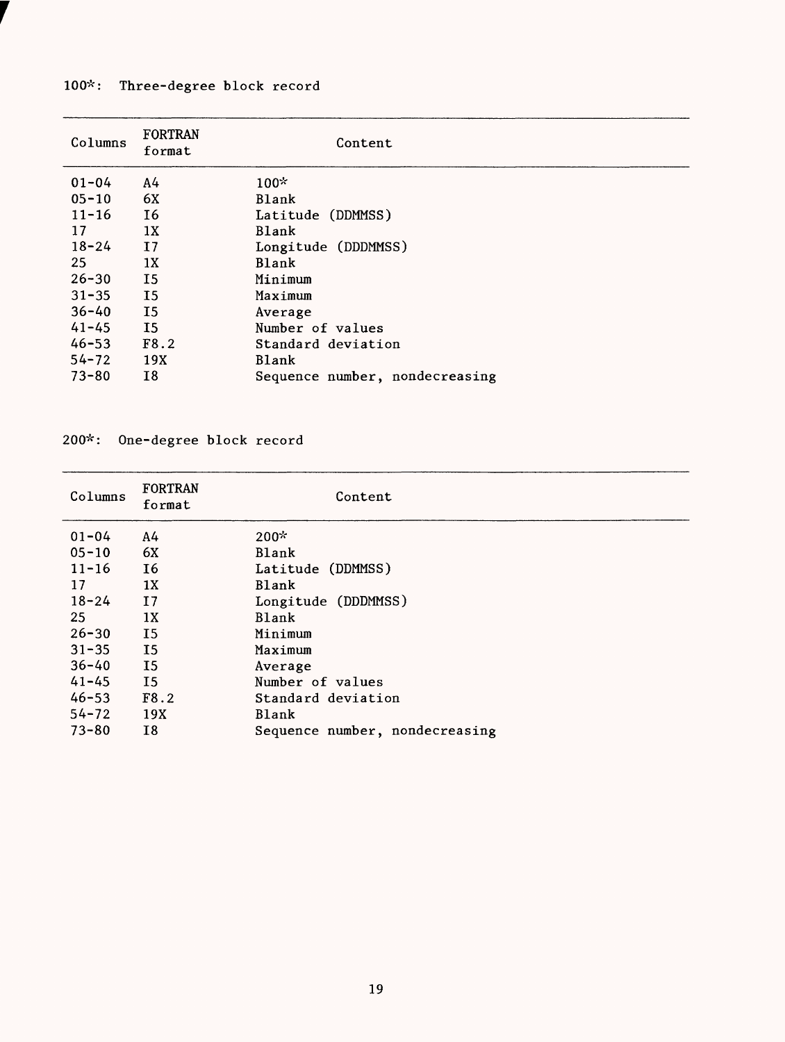100*: Three-degree block record

| Columns | FORTRAN format | Content |
|---|---|---|
| 01-04 | A4 | 100* |
| 05-10 | 6X | Blank |
| 11-16 | I6 | Latitude (DDMMSS) |
| 17 | 1X | Blank |
| 18-24 | I7 | Longitude (DDDMMSS) |
| 25 | 1X | Blank |
| 26-30 | I5 | Minimum |
| 31-35 | I5 | Maximum |
| 36-40 | I5 | Average |
| 41-45 | I5 | Number of values |
| 46-53 | F8.2 | Standard deviation |
| 54-72 | 19X | Blank |
| 73-80 | I8 | Sequence number, nondecreasing |

200*: One-degree block record

| Columns | FORTRAN format | Content |
|---|---|---|
| 01-04 | A4 | 200* |
| 05-10 | 6X | Blank |
| 11-16 | I6 | Latitude (DDMMSS) |
| 17 | 1X | Blank |
| 18-24 | I7 | Longitude (DDDMMSS) |
| 25 | 1X | Blank |
| 26-30 | I5 | Minimum |
| 31-35 | I5 | Maximum |
| 36-40 | I5 | Average |
| 41-45 | I5 | Number of values |
| 46-53 | F8.2 | Standard deviation |
| 54-72 | 19X | Blank |
| 73-80 | I8 | Sequence number, nondecreasing |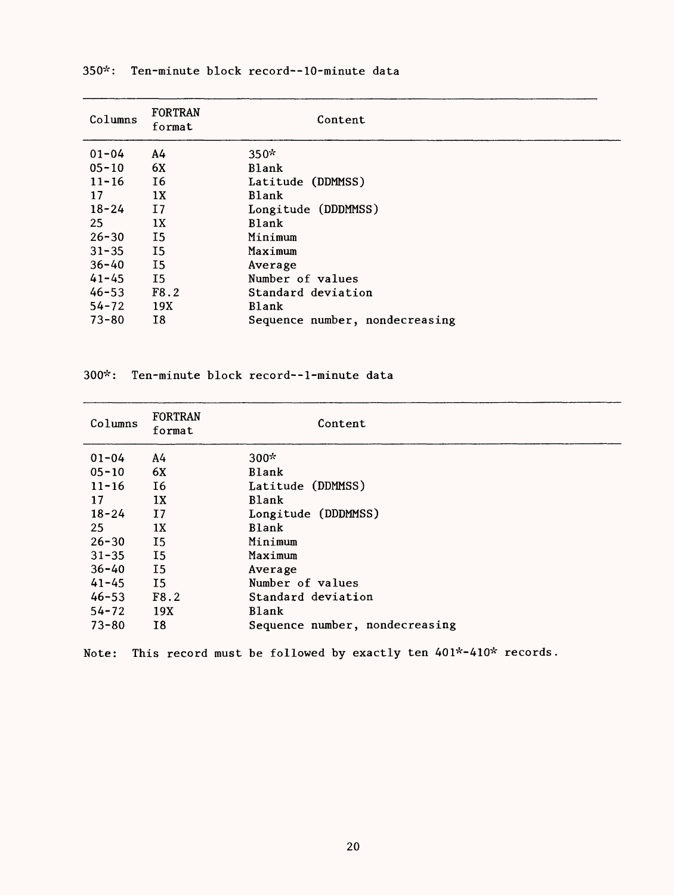350*: Ten-minute block record--10-minute data

| Columns | FORTRAN format | Content |
|---|---|---|
| 01-04 | A4 | 350* |
| 05-10 | 6X | Blank |
| 11-16 | I6 | Latitude (DDMMSS) |
| 17 | 1X | Blank |
| 18-24 | I7 | Longitude (DDDMMSS) |
| 25 | 1X | Blank |
| 26-30 | I5 | Minimum |
| 31-35 | I5 | Maximum |
| 36-40 | I5 | Average |
| 41-45 | I5 | Number of values |
| 46-53 | F8.2 | Standard deviation |
| 54-72 | 19X | Blank |
| 73-80 | I8 | Sequence number, nondecreasing |

300*: Ten-minute block record--1-minute data

| Columns | FORTRAN format | Content |
|---|---|---|
| 01-04 | A4 | 300* |
| 05-10 | 6X | Blank |
| 11-16 | I6 | Latitude (DDMMSS) |
| 17 | 1X | Blank |
| 18-24 | I7 | Longitude (DDDMMSS) |
| 25 | 1X | Blank |
| 26-30 | I5 | Minimum |
| 31-35 | I5 | Maximum |
| 36-40 | I5 | Average |
| 41-45 | I5 | Number of values |
| 46-53 | F8.2 | Standard deviation |
| 54-72 | 19X | Blank |
| 73-80 | I8 | Sequence number, nondecreasing |

Note: This record must be followed by exactly ten 401*-410* records.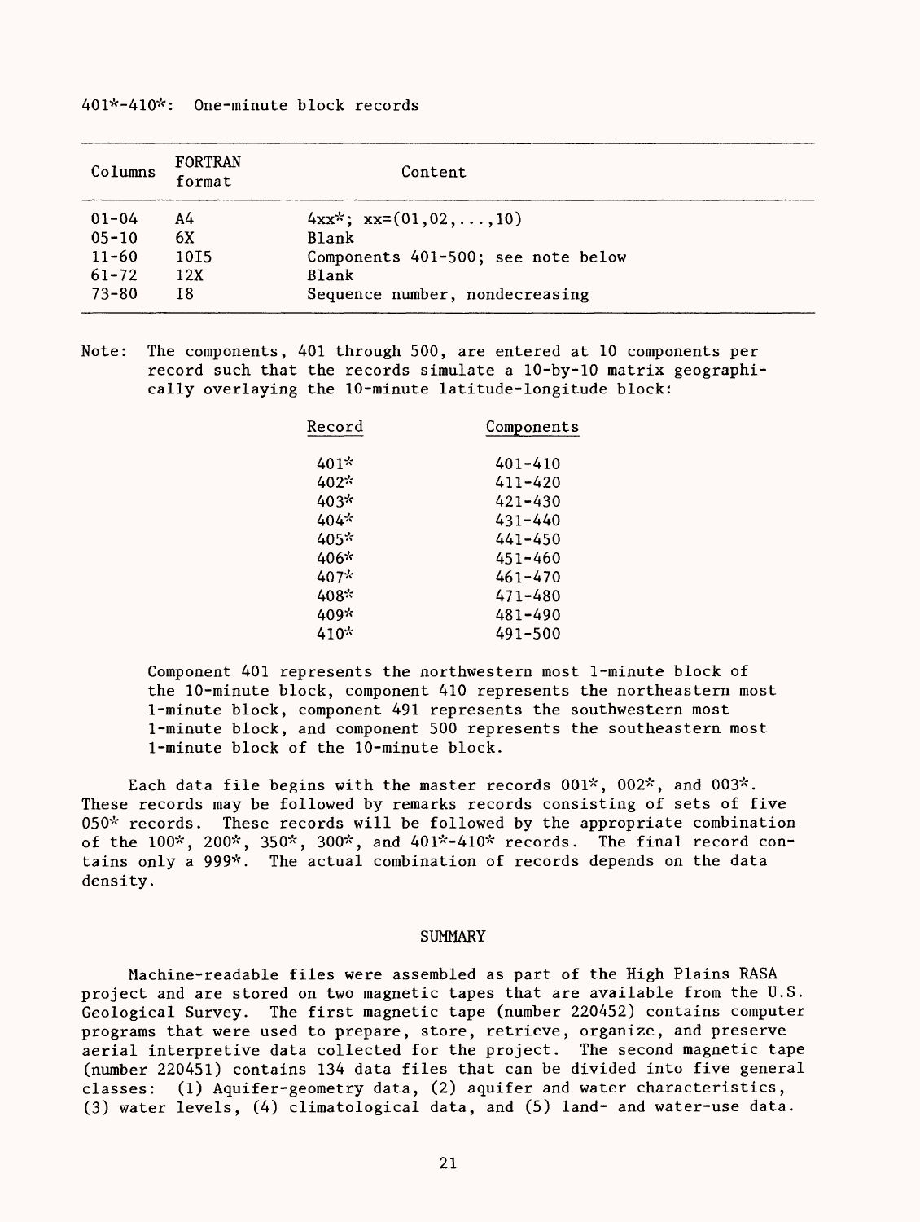401*-410*: One-minute block records

| Columns | FORTRAN format | Content |
|---|---|---|
| 01-04 | A4 | 4xx*; xx=(01,02,...,10) |
| 05-10 | 6X | Blank |
| 11-60 | 10I5 | Components 401-500; see note below |
| 61-72 | 12X | Blank |
| 73-80 | I8 | Sequence number, nondecreasing |

Note: The components, 401 through 500, are entered at 10 components per record such that the records simulate a 10-by-10 matrix geographically overlaying the 10-minute latitude-longitude block:

| Record | Components |
|---|---|
| 401* | 401-410 |
| 402* | 411-420 |
| 403* | 421-430 |
| 404* | 431-440 |
| 405* | 441-450 |
| 406* | 451-460 |
| 407* | 461-470 |
| 408* | 471-480 |
| 409* | 481-490 |
| 410* | 491-500 |

Component 401 represents the northwestern most 1-minute block of the 10-minute block, component 410 represents the northeastern most 1-minute block, component 491 represents the southwestern most 1-minute block, and component 500 represents the southeastern most 1-minute block of the 10-minute block.

Each data file begins with the master records 001*, 002*, and 003*. These records may be followed by remarks records consisting of sets of five 050* records. These records will be followed by the appropriate combination of the 100*, 200*, 350*, 300*, and 401*-410* records. The final record contains only a 999*. The actual combination of records depends on the data density.

## SUMMARY

Machine-readable files were assembled as part of the High Plains RASA project and are stored on two magnetic tapes that are available from the U.S. Geological Survey. The first magnetic tape (number 220452) contains computer programs that were used to prepare, store, retrieve, organize, and preserve aerial interpretive data collected for the project. The second magnetic tape (number 220451) contains 134 data files that can be divided into five general classes: (1) Aquifer-geometry data, (2) aquifer and water characteristics, (3) water levels, (4) climatological data, and (5) land- and water-use data.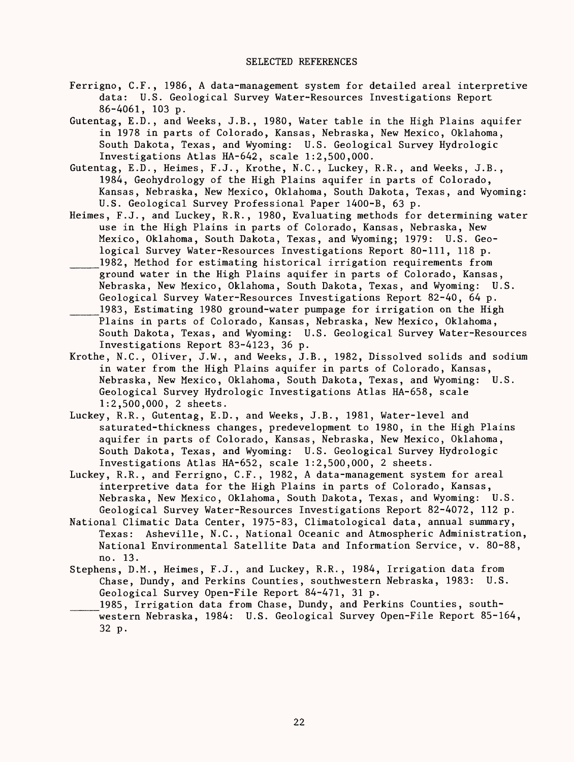## SELECTED REFERENCES

Ferrigno, C.F., 1986, A data-management system for detailed areal interpretive data: U.S. Geological Survey Water-Resources Investigations Report 86-4061, 103 p.

Gutentag, E.D., and Weeks, J.B., 1980, Water table in the High Plains aquifer in 1978 in parts of Colorado, Kansas, Nebraska, New Mexico, Oklahoma, South Dakota, Texas, and Wyoming: U.S. Geological Survey Hydrologic Investigations Atlas HA-642, scale 1:2,500,000.

Gutentag, E.D., Heimes, F.J., Krothe, N.C., Luckey, R.R., and Weeks, J.B., 1984, Geohydrology of the High Plains aquifer in parts of Colorado, Kansas, Nebraska, New Mexico, Oklahoma, South Dakota, Texas, and Wyoming: U.S. Geological Survey Professional Paper 1400-B, 63 p.

Heimes, F.J., and Luckey, R.R., 1980, Evaluating methods for determining water use in the High Plains in parts of Colorado, Kansas, Nebraska, New Mexico, Oklahoma, South Dakota, Texas, and Wyoming; 1979: U.S. Geological Survey Water-Resources Investigations Report 80-111, 118 p.

_____1982, Method for estimating historical irrigation requirements from ground water in the High Plains aquifer in parts of Colorado, Kansas, Nebraska, New Mexico, Oklahoma, South Dakota, Texas, and Wyoming: U.S. Geological Survey Water-Resources Investigations Report 82-40, 64 p.

_____1983, Estimating 1980 ground-water pumpage for irrigation on the High Plains in parts of Colorado, Kansas, Nebraska, New Mexico, Oklahoma, South Dakota, Texas, and Wyoming: U.S. Geological Survey Water-Resources Investigations Report 83-4123, 36 p.

Krothe, N.C., Oliver, J.W., and Weeks, J.B., 1982, Dissolved solids and sodium in water from the High Plains aquifer in parts of Colorado, Kansas, Nebraska, New Mexico, Oklahoma, South Dakota, Texas, and Wyoming: U.S. Geological Survey Hydrologic Investigations Atlas HA-658, scale 1:2,500,000, 2 sheets.

Luckey, R.R., Gutentag, E.D., and Weeks, J.B., 1981, Water-level and saturated-thickness changes, predevelopment to 1980, in the High Plains aquifer in parts of Colorado, Kansas, Nebraska, New Mexico, Oklahoma, South Dakota, Texas, and Wyoming: U.S. Geological Survey Hydrologic Investigations Atlas HA-652, scale 1:2,500,000, 2 sheets.

Luckey, R.R., and Ferrigno, C.F., 1982, A data-management system for areal interpretive data for the High Plains in parts of Colorado, Kansas, Nebraska, New Mexico, Oklahoma, South Dakota, Texas, and Wyoming: U.S. Geological Survey Water-Resources Investigations Report 82-4072, 112 p.

National Climatic Data Center, 1975-83, Climatological data, annual summary, Texas: Asheville, N.C., National Oceanic and Atmospheric Administration, National Environmental Satellite Data and Information Service, v. 80-88, no. 13.

Stephens, D.M., Heimes, F.J., and Luckey, R.R., 1984, Irrigation data from Chase, Dundy, and Perkins Counties, southwestern Nebraska, 1983: U.S. Geological Survey Open-File Report 84-471, 31 p.

_____1985, Irrigation data from Chase, Dundy, and Perkins Counties, southwestern Nebraska, 1984: U.S. Geological Survey Open-File Report 85-164, 32 p.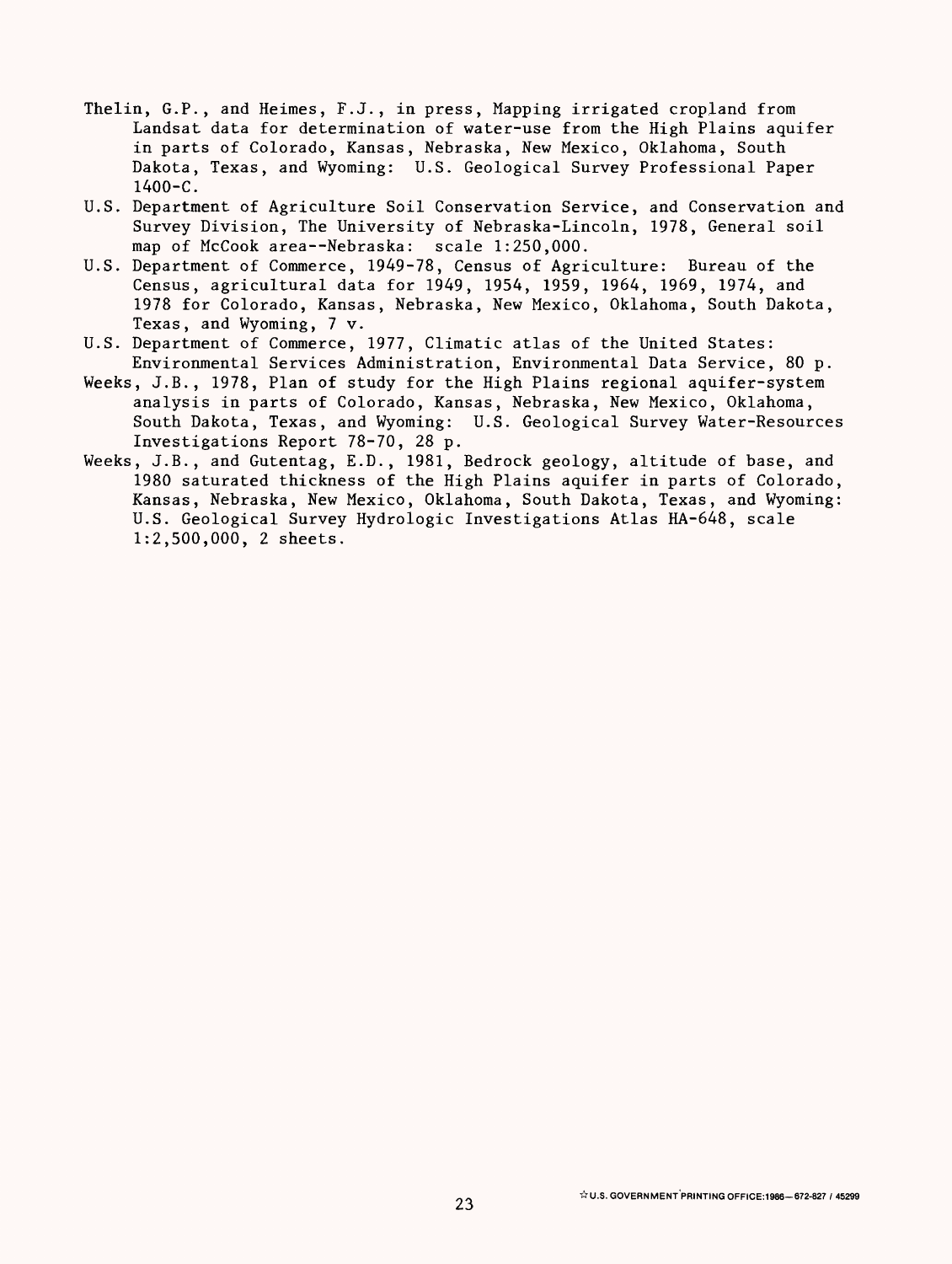Thelin, G.P., and Heimes, F.J., in press, Mapping irrigated cropland from Landsat data for determination of water-use from the High Plains aquifer in parts of Colorado, Kansas, Nebraska, New Mexico, Oklahoma, South Dakota, Texas, and Wyoming: U.S. Geological Survey Professional Paper 1400-C.

U.S. Department of Agriculture Soil Conservation Service, and Conservation and Survey Division, The University of Nebraska-Lincoln, 1978, General soil map of McCook area--Nebraska: scale 1:250,000.

U.S. Department of Commerce, 1949-78, Census of Agriculture: Bureau of the Census, agricultural data for 1949, 1954, 1959, 1964, 1969, 1974, and 1978 for Colorado, Kansas, Nebraska, New Mexico, Oklahoma, South Dakota, Texas, and Wyoming, 7 v.

U.S. Department of Commerce, 1977, Climatic atlas of the United States: Environmental Services Administration, Environmental Data Service, 80 p.

Weeks, J.B., 1978, Plan of study for the High Plains regional aquifer-system analysis in parts of Colorado, Kansas, Nebraska, New Mexico, Oklahoma, South Dakota, Texas, and Wyoming: U.S. Geological Survey Water-Resources Investigations Report 78-70, 28 p.

Weeks, J.B., and Gutentag, E.D., 1981, Bedrock geology, altitude of base, and 1980 saturated thickness of the High Plains aquifer in parts of Colorado, Kansas, Nebraska, New Mexico, Oklahoma, South Dakota, Texas, and Wyoming: U.S. Geological Survey Hydrologic Investigations Atlas HA-648, scale 1:2,500,000, 2 sheets.

☆U.S. GOVERNMENT PRINTING OFFICE:1986—672-827 / 45299